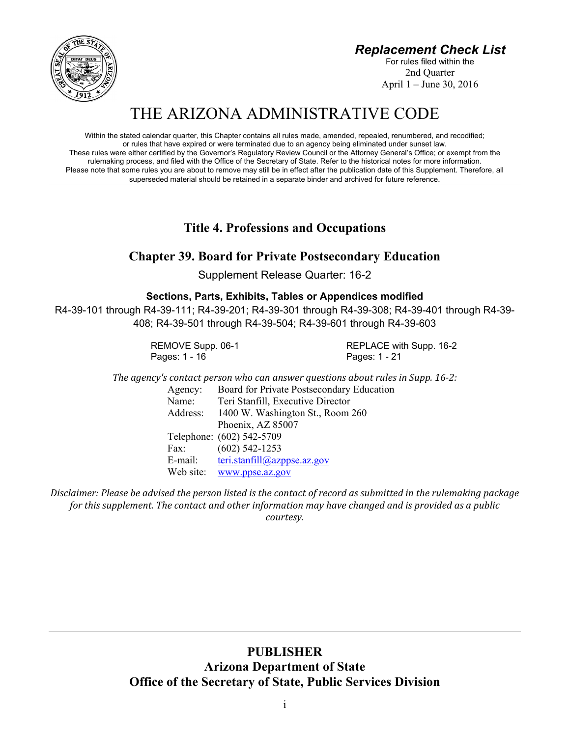***Replacement Check List***

For rules filed within the

2nd Quarter

April 1 – June 30, 2016

# THE ARIZONA ADMINISTRATIVE CODE

Within the stated calendar quarter, this Chapter contains all rules made, amended, repealed, renumbered, and recodified; or rules that have expired or were terminated due to an agency being eliminated under sunset law. These rules were either certified by the Governor's Regulatory Review Council or the Attorney General's Office; or exempt from the rulemaking process, and filed with the Office of the Secretary of State. Refer to the historical notes for more information. Please note that some rules you are about to remove may still be in effect after the publication date of this Supplement. Therefore, all superseded material should be retained in a separate binder and archived for future reference.

## Title 4. Professions and Occupations

## Chapter 39. Board for Private Postsecondary Education

Supplement Release Quarter: 16-2

**Sections, Parts, Exhibits, Tables or Appendices modified**

R4-39-101 through R4-39-111; R4-39-201; R4-39-301 through R4-39-308; R4-39-401 through R4-39-408; R4-39-501 through R4-39-504; R4-39-601 through R4-39-603

| REMOVE Supp. 06-1 | REPLACE with Supp. 16-2 |
|---|---|
| Pages: 1 - 16 | Pages: 1 - 21 |

*The agency's contact person who can answer questions about rules in Supp. 16-2:*

| | |
|---|---|
| Agency: | Board for Private Postsecondary Education |
| Name: | Teri Stanfill, Executive Director |
| Address: | 1400 W. Washington St., Room 260 |
| | Phoenix, AZ 85007 |
| Telephone: | (602) 542-5709 |
| Fax: | (602) 542-1253 |
| E-mail: | teri.stanfill@azppse.az.gov |
| Web site: | www.ppse.az.gov |

*Disclaimer: Please be advised the person listed is the contact of record as submitted in the rulemaking package for this supplement. The contact and other information may have changed and is provided as a public courtesy.*

**PUBLISHER**

**Arizona Department of State**

**Office of the Secretary of State, Public Services Division**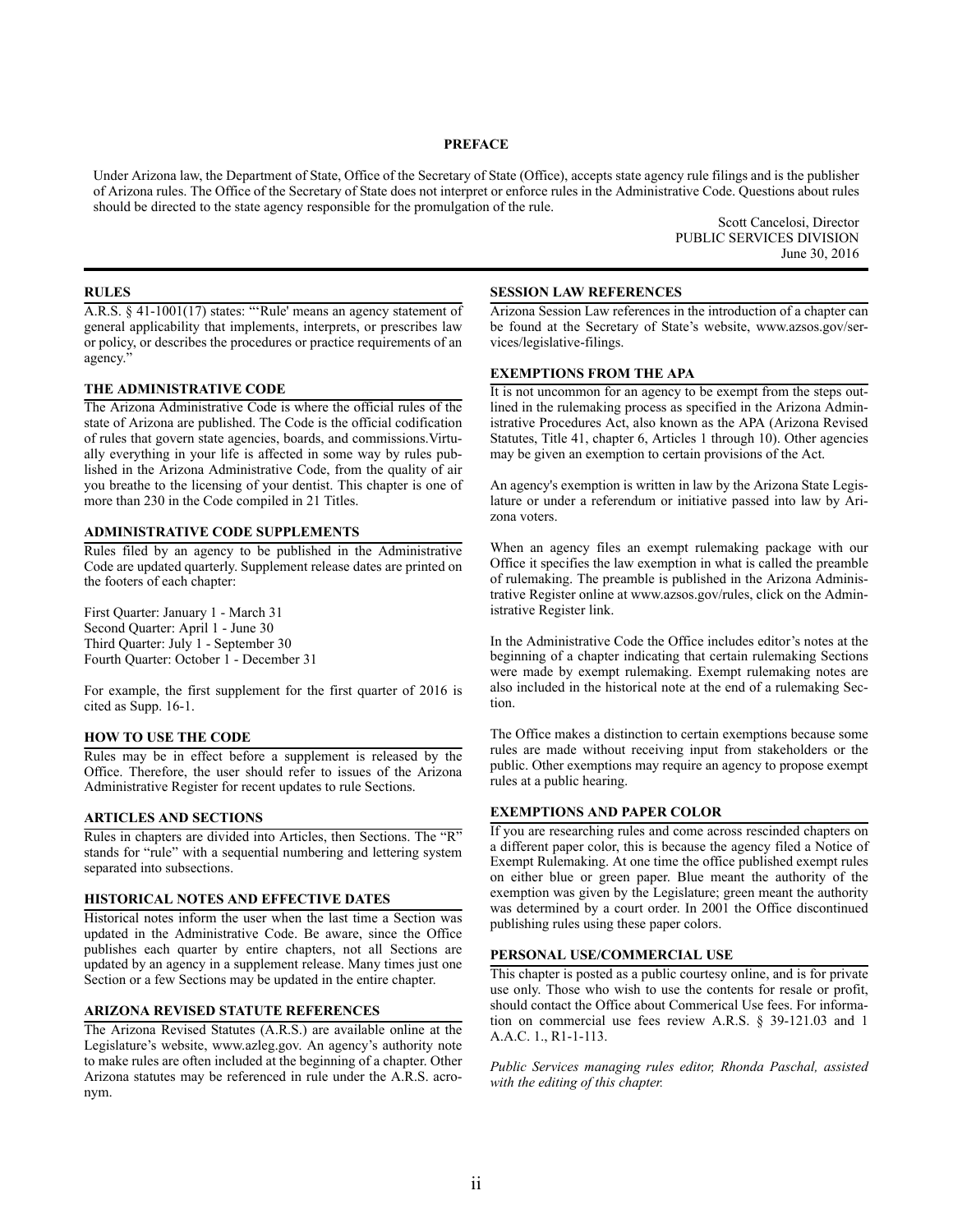## PREFACE

Under Arizona law, the Department of State, Office of the Secretary of State (Office), accepts state agency rule filings and is the publisher of Arizona rules. The Office of the Secretary of State does not interpret or enforce rules in the Administrative Code. Questions about rules should be directed to the state agency responsible for the promulgation of the rule.

Scott Cancelosi, Director
PUBLIC SERVICES DIVISION
June 30, 2016

### RULES

A.R.S. § 41-1001(17) states: "'Rule' means an agency statement of general applicability that implements, interprets, or prescribes law or policy, or describes the procedures or practice requirements of an agency."

### THE ADMINISTRATIVE CODE

The Arizona Administrative Code is where the official rules of the state of Arizona are published. The Code is the official codification of rules that govern state agencies, boards, and commissions.Virtually everything in your life is affected in some way by rules published in the Arizona Administrative Code, from the quality of air you breathe to the licensing of your dentist. This chapter is one of more than 230 in the Code compiled in 21 Titles.

### ADMINISTRATIVE CODE SUPPLEMENTS

Rules filed by an agency to be published in the Administrative Code are updated quarterly. Supplement release dates are printed on the footers of each chapter:

First Quarter: January 1 - March 31
Second Quarter: April 1 - June 30
Third Quarter: July 1 - September 30
Fourth Quarter: October 1 - December 31

For example, the first supplement for the first quarter of 2016 is cited as Supp. 16-1.

### HOW TO USE THE CODE

Rules may be in effect before a supplement is released by the Office. Therefore, the user should refer to issues of the Arizona Administrative Register for recent updates to rule Sections.

### ARTICLES AND SECTIONS

Rules in chapters are divided into Articles, then Sections. The "R" stands for "rule" with a sequential numbering and lettering system separated into subsections.

### HISTORICAL NOTES AND EFFECTIVE DATES

Historical notes inform the user when the last time a Section was updated in the Administrative Code. Be aware, since the Office publishes each quarter by entire chapters, not all Sections are updated by an agency in a supplement release. Many times just one Section or a few Sections may be updated in the entire chapter.

### ARIZONA REVISED STATUTE REFERENCES

The Arizona Revised Statutes (A.R.S.) are available online at the Legislature's website, www.azleg.gov. An agency's authority note to make rules are often included at the beginning of a chapter. Other Arizona statutes may be referenced in rule under the A.R.S. acronym.

### SESSION LAW REFERENCES

Arizona Session Law references in the introduction of a chapter can be found at the Secretary of State's website, www.azsos.gov/services/legislative-filings.

### EXEMPTIONS FROM THE APA

It is not uncommon for an agency to be exempt from the steps outlined in the rulemaking process as specified in the Arizona Administrative Procedures Act, also known as the APA (Arizona Revised Statutes, Title 41, chapter 6, Articles 1 through 10). Other agencies may be given an exemption to certain provisions of the Act.

An agency's exemption is written in law by the Arizona State Legislature or under a referendum or initiative passed into law by Arizona voters.

When an agency files an exempt rulemaking package with our Office it specifies the law exemption in what is called the preamble of rulemaking. The preamble is published in the Arizona Administrative Register online at www.azsos.gov/rules, click on the Administrative Register link.

In the Administrative Code the Office includes editor's notes at the beginning of a chapter indicating that certain rulemaking Sections were made by exempt rulemaking. Exempt rulemaking notes are also included in the historical note at the end of a rulemaking Section.

The Office makes a distinction to certain exemptions because some rules are made without receiving input from stakeholders or the public. Other exemptions may require an agency to propose exempt rules at a public hearing.

### EXEMPTIONS AND PAPER COLOR

If you are researching rules and come across rescinded chapters on a different paper color, this is because the agency filed a Notice of Exempt Rulemaking. At one time the office published exempt rules on either blue or green paper. Blue meant the authority of the exemption was given by the Legislature; green meant the authority was determined by a court order. In 2001 the Office discontinued publishing rules using these paper colors.

### PERSONAL USE/COMMERCIAL USE

This chapter is posted as a public courtesy online, and is for private use only. Those who wish to use the contents for resale or profit, should contact the Office about Commerical Use fees. For information on commercial use fees review A.R.S. § 39-121.03 and 1 A.A.C. 1., R1-1-113.

*Public Services managing rules editor, Rhonda Paschal, assisted with the editing of this chapter.*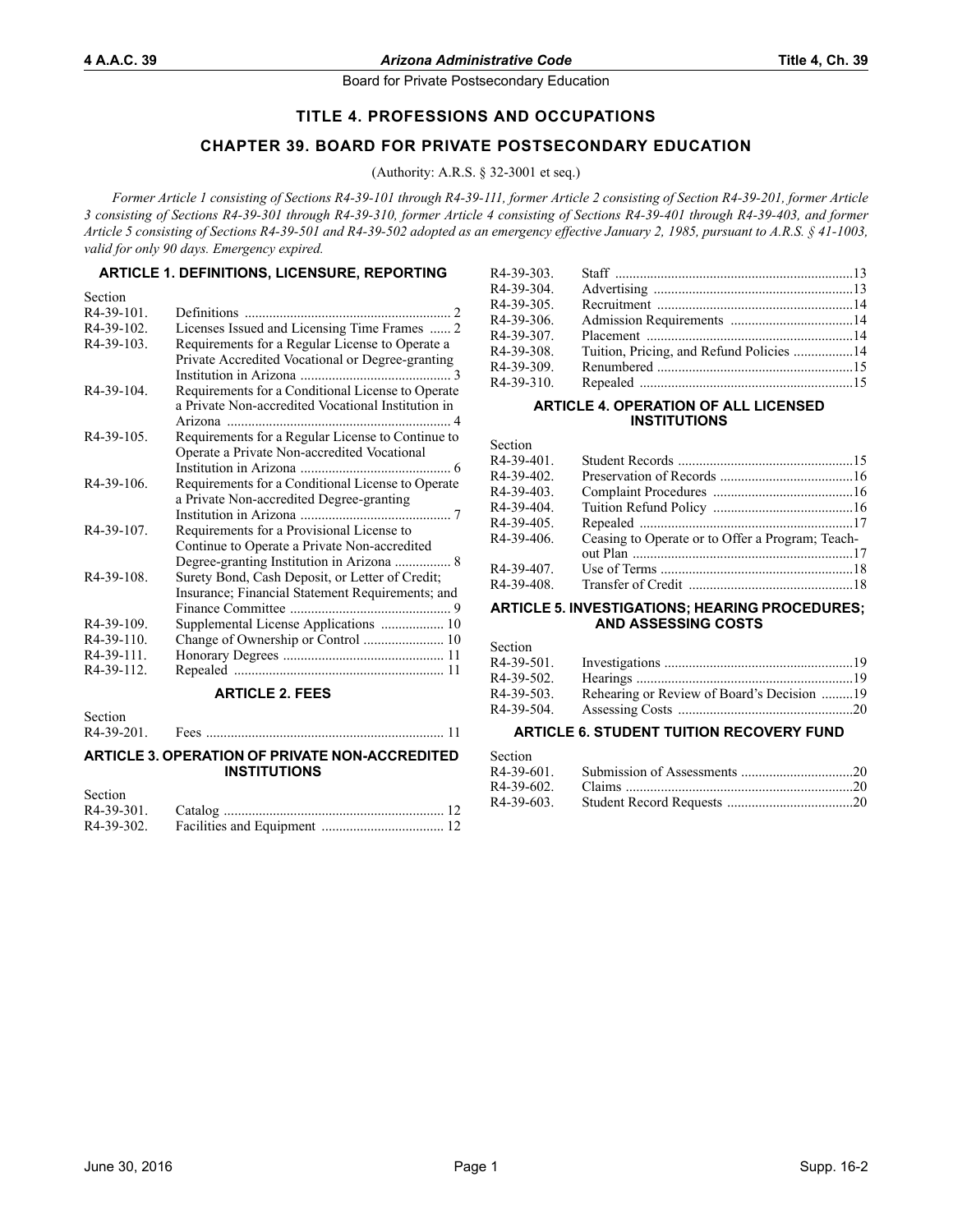# TITLE 4. PROFESSIONS AND OCCUPATIONS

## CHAPTER 39. BOARD FOR PRIVATE POSTSECONDARY EDUCATION

(Authority: A.R.S. § 32-3001 et seq.)

*Former Article 1 consisting of Sections R4-39-101 through R4-39-111, former Article 2 consisting of Section R4-39-201, former Article 3 consisting of Sections R4-39-301 through R4-39-310, former Article 4 consisting of Sections R4-39-401 through R4-39-403, and former Article 5 consisting of Sections R4-39-501 and R4-39-502 adopted as an emergency effective January 2, 1985, pursuant to A.R.S. § 41-1003, valid for only 90 days. Emergency expired.*

### ARTICLE 1. DEFINITIONS, LICENSURE, REPORTING

| Section | | |
|---|---|---|
| R4-39-101. | Definitions | 2 |
| R4-39-102. | Licenses Issued and Licensing Time Frames | 2 |
| R4-39-103. | Requirements for a Regular License to Operate a Private Accredited Vocational or Degree-granting Institution in Arizona | 3 |
| R4-39-104. | Requirements for a Conditional License to Operate a Private Non-accredited Vocational Institution in Arizona | 4 |
| R4-39-105. | Requirements for a Regular License to Continue to Operate a Private Non-accredited Vocational Institution in Arizona | 6 |
| R4-39-106. | Requirements for a Conditional License to Operate a Private Non-accredited Degree-granting Institution in Arizona | 7 |
| R4-39-107. | Requirements for a Provisional License to Continue to Operate a Private Non-accredited Degree-granting Institution in Arizona | 8 |
| R4-39-108. | Surety Bond, Cash Deposit, or Letter of Credit; Insurance; Financial Statement Requirements; and Finance Committee | 9 |
| R4-39-109. | Supplemental License Applications | 10 |
| R4-39-110. | Change of Ownership or Control | 10 |
| R4-39-111. | Honorary Degrees | 11 |
| R4-39-112. | Repealed | 11 |

### ARTICLE 2. FEES

| Section | | |
|---|---|---|
| R4-39-201. | Fees | 11 |

### ARTICLE 3. OPERATION OF PRIVATE NON-ACCREDITED INSTITUTIONS

| Section | | |
|---|---|---|
| R4-39-301. | Catalog | 12 |
| R4-39-302. | Facilities and Equipment | 12 |
| R4-39-303. | Staff | 13 |
| R4-39-304. | Advertising | 13 |
| R4-39-305. | Recruitment | 14 |
| R4-39-306. | Admission Requirements | 14 |
| R4-39-307. | Placement | 14 |
| R4-39-308. | Tuition, Pricing, and Refund Policies | 14 |
| R4-39-309. | Renumbered | 15 |
| R4-39-310. | Repealed | 15 |

### ARTICLE 4. OPERATION OF ALL LICENSED INSTITUTIONS

| Section | | |
|---|---|---|
| R4-39-401. | Student Records | 15 |
| R4-39-402. | Preservation of Records | 16 |
| R4-39-403. | Complaint Procedures | 16 |
| R4-39-404. | Tuition Refund Policy | 16 |
| R4-39-405. | Repealed | 17 |
| R4-39-406. | Ceasing to Operate or to Offer a Program; Teach-out Plan | 17 |
| R4-39-407. | Use of Terms | 18 |
| R4-39-408. | Transfer of Credit | 18 |

### ARTICLE 5. INVESTIGATIONS; HEARING PROCEDURES; AND ASSESSING COSTS

| Section | | |
|---|---|---|
| R4-39-501. | Investigations | 19 |
| R4-39-502. | Hearings | 19 |
| R4-39-503. | Rehearing or Review of Board's Decision | 19 |
| R4-39-504. | Assessing Costs | 20 |

### ARTICLE 6. STUDENT TUITION RECOVERY FUND

| Section | | |
|---|---|---|
| R4-39-601. | Submission of Assessments | 20 |
| R4-39-602. | Claims | 20 |
| R4-39-603. | Student Record Requests | 20 |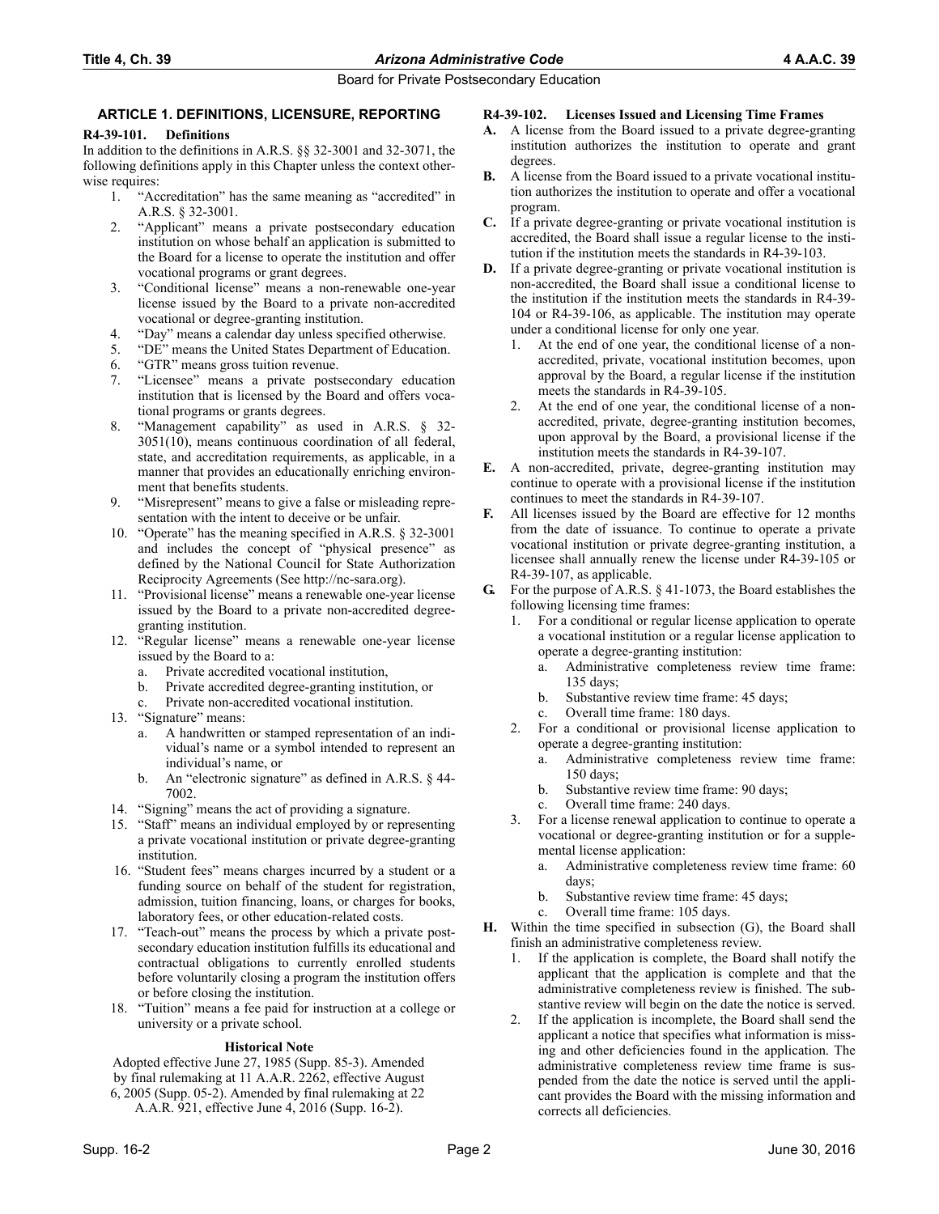## ARTICLE 1. DEFINITIONS, LICENSURE, REPORTING

### R4-39-101. Definitions

In addition to the definitions in A.R.S. §§ 32-3001 and 32-3071, the following definitions apply in this Chapter unless the context otherwise requires:

1. "Accreditation" has the same meaning as "accredited" in A.R.S. § 32-3001.
2. "Applicant" means a private postsecondary education institution on whose behalf an application is submitted to the Board for a license to operate the institution and offer vocational programs or grant degrees.
3. "Conditional license" means a non-renewable one-year license issued by the Board to a private non-accredited vocational or degree-granting institution.
4. "Day" means a calendar day unless specified otherwise.
5. "DE" means the United States Department of Education.
6. "GTR" means gross tuition revenue.
7. "Licensee" means a private postsecondary education institution that is licensed by the Board and offers vocational programs or grants degrees.
8. "Management capability" as used in A.R.S. § 32-3051(10), means continuous coordination of all federal, state, and accreditation requirements, as applicable, in a manner that provides an educationally enriching environment that benefits students.
9. "Misrepresent" means to give a false or misleading representation with the intent to deceive or be unfair.
10. "Operate" has the meaning specified in A.R.S. § 32-3001 and includes the concept of "physical presence" as defined by the National Council for State Authorization Reciprocity Agreements (See http://nc-sara.org).
11. "Provisional license" means a renewable one-year license issued by the Board to a private non-accredited degree-granting institution.
12. "Regular license" means a renewable one-year license issued by the Board to a:
    a. Private accredited vocational institution,
    b. Private accredited degree-granting institution, or
    c. Private non-accredited vocational institution.
13. "Signature" means:
    a. A handwritten or stamped representation of an individual's name or a symbol intended to represent an individual's name, or
    b. An "electronic signature" as defined in A.R.S. § 44-7002.
14. "Signing" means the act of providing a signature.
15. "Staff" means an individual employed by or representing a private vocational institution or private degree-granting institution.
16. "Student fees" means charges incurred by a student or a funding source on behalf of the student for registration, admission, tuition financing, loans, or charges for books, laboratory fees, or other education-related costs.
17. "Teach-out" means the process by which a private postsecondary education institution fulfills its educational and contractual obligations to currently enrolled students before voluntarily closing a program the institution offers or before closing the institution.
18. "Tuition" means a fee paid for instruction at a college or university or a private school.

**Historical Note**

Adopted effective June 27, 1985 (Supp. 85-3). Amended by final rulemaking at 11 A.A.R. 2262, effective August 6, 2005 (Supp. 05-2). Amended by final rulemaking at 22 A.A.R. 921, effective June 4, 2016 (Supp. 16-2).

### R4-39-102. Licenses Issued and Licensing Time Frames

**A.** A license from the Board issued to a private degree-granting institution authorizes the institution to operate and grant degrees.

**B.** A license from the Board issued to a private vocational institution authorizes the institution to operate and offer a vocational program.

**C.** If a private degree-granting or private vocational institution is accredited, the Board shall issue a regular license to the institution if the institution meets the standards in R4-39-103.

**D.** If a private degree-granting or private vocational institution is non-accredited, the Board shall issue a conditional license to the institution if the institution meets the standards in R4-39-104 or R4-39-106, as applicable. The institution may operate under a conditional license for only one year.

1. At the end of one year, the conditional license of a non-accredited, private, vocational institution becomes, upon approval by the Board, a regular license if the institution meets the standards in R4-39-105.
2. At the end of one year, the conditional license of a non-accredited, private, degree-granting institution becomes, upon approval by the Board, a provisional license if the institution meets the standards in R4-39-107.

**E.** A non-accredited, private, degree-granting institution may continue to operate with a provisional license if the institution continues to meet the standards in R4-39-107.

**F.** All licenses issued by the Board are effective for 12 months from the date of issuance. To continue to operate a private vocational institution or private degree-granting institution, a licensee shall annually renew the license under R4-39-105 or R4-39-107, as applicable.

**G.** For the purpose of A.R.S. § 41-1073, the Board establishes the following licensing time frames:

1. For a conditional or regular license application to operate a vocational institution or a regular license application to operate a degree-granting institution:
    a. Administrative completeness review time frame: 135 days;
    b. Substantive review time frame: 45 days;
    c. Overall time frame: 180 days.
2. For a conditional or provisional license application to operate a degree-granting institution:
    a. Administrative completeness review time frame: 150 days;
    b. Substantive review time frame: 90 days;
    c. Overall time frame: 240 days.
3. For a license renewal application to continue to operate a vocational or degree-granting institution or for a supplemental license application:
    a. Administrative completeness review time frame: 60 days;
    b. Substantive review time frame: 45 days;
    c. Overall time frame: 105 days.

**H.** Within the time specified in subsection (G), the Board shall finish an administrative completeness review.

1. If the application is complete, the Board shall notify the applicant that the application is complete and that the administrative completeness review is finished. The substantive review will begin on the date the notice is served.
2. If the application is incomplete, the Board shall send the applicant a notice that specifies what information is missing and other deficiencies found in the application. The administrative completeness review time frame is suspended from the date the notice is served until the applicant provides the Board with the missing information and corrects all deficiencies.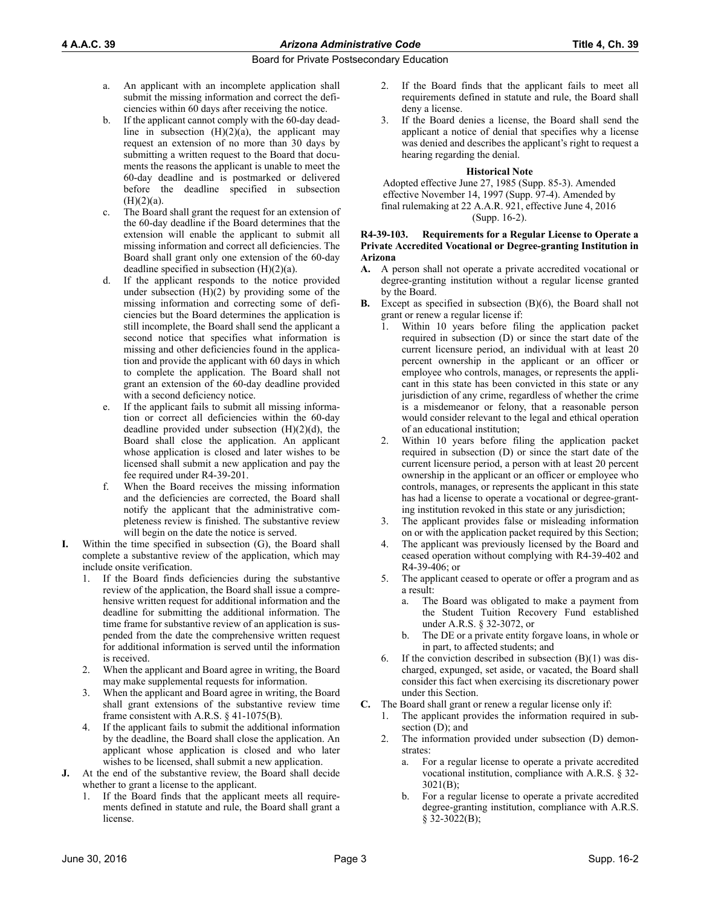a. An applicant with an incomplete application shall submit the missing information and correct the deficiencies within 60 days after receiving the notice.

b. If the applicant cannot comply with the 60-day deadline in subsection (H)(2)(a), the applicant may request an extension of no more than 30 days by submitting a written request to the Board that documents the reasons the applicant is unable to meet the 60-day deadline and is postmarked or delivered before the deadline specified in subsection (H)(2)(a).

c. The Board shall grant the request for an extension of the 60-day deadline if the Board determines that the extension will enable the applicant to submit all missing information and correct all deficiencies. The Board shall grant only one extension of the 60-day deadline specified in subsection (H)(2)(a).

d. If the applicant responds to the notice provided under subsection (H)(2) by providing some of the missing information and correcting some of deficiencies but the Board determines the application is still incomplete, the Board shall send the applicant a second notice that specifies what information is missing and other deficiencies found in the application and provide the applicant with 60 days in which to complete the application. The Board shall not grant an extension of the 60-day deadline provided with a second deficiency notice.

e. If the applicant fails to submit all missing information or correct all deficiencies within the 60-day deadline provided under subsection (H)(2)(d), the Board shall close the application. An applicant whose application is closed and later wishes to be licensed shall submit a new application and pay the fee required under R4-39-201.

f. When the Board receives the missing information and the deficiencies are corrected, the Board shall notify the applicant that the administrative completeness review is finished. The substantive review will begin on the date the notice is served.

**I.** Within the time specified in subsection (G), the Board shall complete a substantive review of the application, which may include onsite verification.

1. If the Board finds deficiencies during the substantive review of the application, the Board shall issue a comprehensive written request for additional information and the deadline for submitting the additional information. The time frame for substantive review of an application is suspended from the date the comprehensive written request for additional information is served until the information is received.
2. When the applicant and Board agree in writing, the Board may make supplemental requests for information.
3. When the applicant and Board agree in writing, the Board shall grant extensions of the substantive review time frame consistent with A.R.S. § 41-1075(B).
4. If the applicant fails to submit the additional information by the deadline, the Board shall close the application. An applicant whose application is closed and who later wishes to be licensed, shall submit a new application.

**J.** At the end of the substantive review, the Board shall decide whether to grant a license to the applicant.

1. If the Board finds that the applicant meets all requirements defined in statute and rule, the Board shall grant a license.
2. If the Board finds that the applicant fails to meet all requirements defined in statute and rule, the Board shall deny a license.
3. If the Board denies a license, the Board shall send the applicant a notice of denial that specifies why a license was denied and describes the applicant's right to request a hearing regarding the denial.

**Historical Note**

Adopted effective June 27, 1985 (Supp. 85-3). Amended effective November 14, 1997 (Supp. 97-4). Amended by final rulemaking at 22 A.A.R. 921, effective June 4, 2016 (Supp. 16-2).

### R4-39-103. Requirements for a Regular License to Operate a Private Accredited Vocational or Degree-granting Institution in Arizona

**A.** A person shall not operate a private accredited vocational or degree-granting institution without a regular license granted by the Board.

**B.** Except as specified in subsection (B)(6), the Board shall not grant or renew a regular license if:

1. Within 10 years before filing the application packet required in subsection (D) or since the start date of the current licensure period, an individual with at least 20 percent ownership in the applicant or an officer or employee who controls, manages, or represents the applicant in this state has been convicted in this state or any jurisdiction of any crime, regardless of whether the crime is a misdemeanor or felony, that a reasonable person would consider relevant to the legal and ethical operation of an educational institution;
2. Within 10 years before filing the application packet required in subsection (D) or since the start date of the current licensure period, a person with at least 20 percent ownership in the applicant or an officer or employee who controls, manages, or represents the applicant in this state has had a license to operate a vocational or degree-granting institution revoked in this state or any jurisdiction;
3. The applicant provides false or misleading information on or with the application packet required by this Section;
4. The applicant was previously licensed by the Board and ceased operation without complying with R4-39-402 and R4-39-406; or
5. The applicant ceased to operate or offer a program and as a result:
   a. The Board was obligated to make a payment from the Student Tuition Recovery Fund established under A.R.S. § 32-3072, or
   b. The DE or a private entity forgave loans, in whole or in part, to affected students; and
6. If the conviction described in subsection (B)(1) was discharged, expunged, set aside, or vacated, the Board shall consider this fact when exercising its discretionary power under this Section.

**C.** The Board shall grant or renew a regular license only if:

1. The applicant provides the information required in subsection (D); and
2. The information provided under subsection (D) demonstrates:
   a. For a regular license to operate a private accredited vocational institution, compliance with A.R.S. § 32-3021(B);
   b. For a regular license to operate a private accredited degree-granting institution, compliance with A.R.S. § 32-3022(B);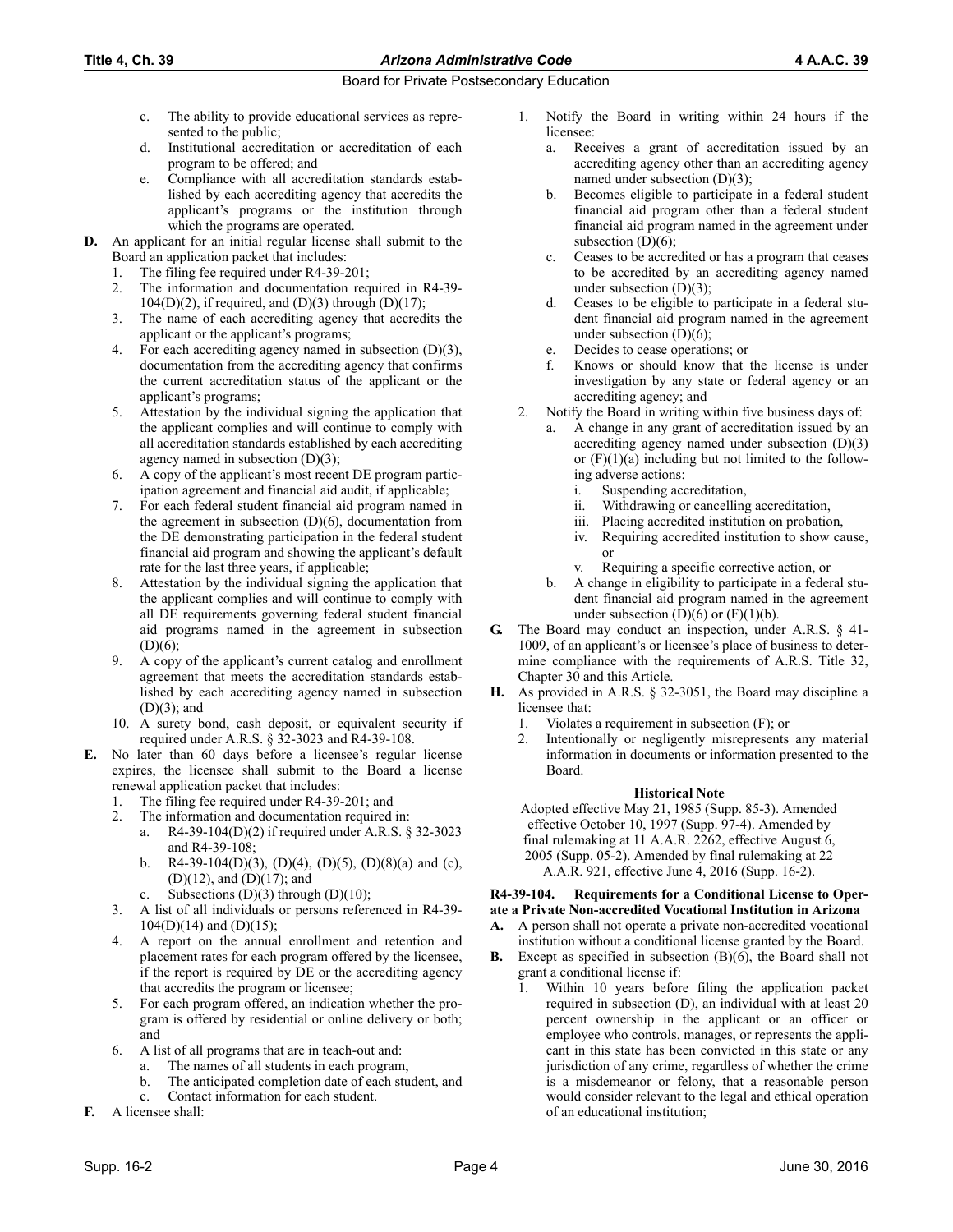c. The ability to provide educational services as represented to the public;
d. Institutional accreditation or accreditation of each program to be offered; and
e. Compliance with all accreditation standards established by each accrediting agency that accredits the applicant's programs or the institution through which the programs are operated.

**D.** An applicant for an initial regular license shall submit to the Board an application packet that includes:

1. The filing fee required under R4-39-201;
2. The information and documentation required in R4-39-104(D)(2), if required, and (D)(3) through (D)(17);
3. The name of each accrediting agency that accredits the applicant or the applicant's programs;
4. For each accrediting agency named in subsection (D)(3), documentation from the accrediting agency that confirms the current accreditation status of the applicant or the applicant's programs;
5. Attestation by the individual signing the application that the applicant complies and will continue to comply with all accreditation standards established by each accrediting agency named in subsection (D)(3);
6. A copy of the applicant's most recent DE program participation agreement and financial aid audit, if applicable;
7. For each federal student financial aid program named in the agreement in subsection (D)(6), documentation from the DE demonstrating participation in the federal student financial aid program and showing the applicant's default rate for the last three years, if applicable;
8. Attestation by the individual signing the application that the applicant complies and will continue to comply with all DE requirements governing federal student financial aid programs named in the agreement in subsection (D)(6);
9. A copy of the applicant's current catalog and enrollment agreement that meets the accreditation standards established by each accrediting agency named in subsection (D)(3); and
10. A surety bond, cash deposit, or equivalent security if required under A.R.S. § 32-3023 and R4-39-108.

**E.** No later than 60 days before a licensee's regular license expires, the licensee shall submit to the Board a license renewal application packet that includes:

1. The filing fee required under R4-39-201; and
2. The information and documentation required in:
   a. R4-39-104(D)(2) if required under A.R.S. § 32-3023 and R4-39-108;
   b. R4-39-104(D)(3), (D)(4), (D)(5), (D)(8)(a) and (c), (D)(12), and (D)(17); and
   c. Subsections (D)(3) through (D)(10);
3. A list of all individuals or persons referenced in R4-39-104(D)(14) and (D)(15);
4. A report on the annual enrollment and retention and placement rates for each program offered by the licensee, if the report is required by DE or the accrediting agency that accredits the program or licensee;
5. For each program offered, an indication whether the program is offered by residential or online delivery or both; and
6. A list of all programs that are in teach-out and:
   a. The names of all students in each program,
   b. The anticipated completion date of each student, and
   c. Contact information for each student.

**F.** A licensee shall:

1. Notify the Board in writing within 24 hours if the licensee:
   a. Receives a grant of accreditation issued by an accrediting agency other than an accrediting agency named under subsection (D)(3);
   b. Becomes eligible to participate in a federal student financial aid program other than a federal student financial aid program named in the agreement under subsection (D)(6);
   c. Ceases to be accredited or has a program that ceases to be accredited by an accrediting agency named under subsection (D)(3);
   d. Ceases to be eligible to participate in a federal student financial aid program named in the agreement under subsection (D)(6);
   e. Decides to cease operations; or
   f. Knows or should know that the license is under investigation by any state or federal agency or an accrediting agency; and
2. Notify the Board in writing within five business days of:
   a. A change in any grant of accreditation issued by an accrediting agency named under subsection (D)(3) or (F)(1)(a) including but not limited to the following adverse actions:
      i. Suspending accreditation,
      ii. Withdrawing or cancelling accreditation,
      iii. Placing accredited institution on probation,
      iv. Requiring accredited institution to show cause, or
      v. Requiring a specific corrective action, or
   b. A change in eligibility to participate in a federal student financial aid program named in the agreement under subsection (D)(6) or (F)(1)(b).

**G.** The Board may conduct an inspection, under A.R.S. § 41-1009, of an applicant's or licensee's place of business to determine compliance with the requirements of A.R.S. Title 32, Chapter 30 and this Article.

**H.** As provided in A.R.S. § 32-3051, the Board may discipline a licensee that:

1. Violates a requirement in subsection (F); or
2. Intentionally or negligently misrepresents any material information in documents or information presented to the Board.

**Historical Note**

Adopted effective May 21, 1985 (Supp. 85-3). Amended effective October 10, 1997 (Supp. 97-4). Amended by final rulemaking at 11 A.A.R. 2262, effective August 6, 2005 (Supp. 05-2). Amended by final rulemaking at 22 A.A.R. 921, effective June 4, 2016 (Supp. 16-2).

### R4-39-104. Requirements for a Conditional License to Operate a Private Non-accredited Vocational Institution in Arizona

**A.** A person shall not operate a private non-accredited vocational institution without a conditional license granted by the Board.

**B.** Except as specified in subsection (B)(6), the Board shall not grant a conditional license if:

1. Within 10 years before filing the application packet required in subsection (D), an individual with at least 20 percent ownership in the applicant or an officer or employee who controls, manages, or represents the applicant in this state has been convicted in this state or any jurisdiction of any crime, regardless of whether the crime is a misdemeanor or felony, that a reasonable person would consider relevant to the legal and ethical operation of an educational institution;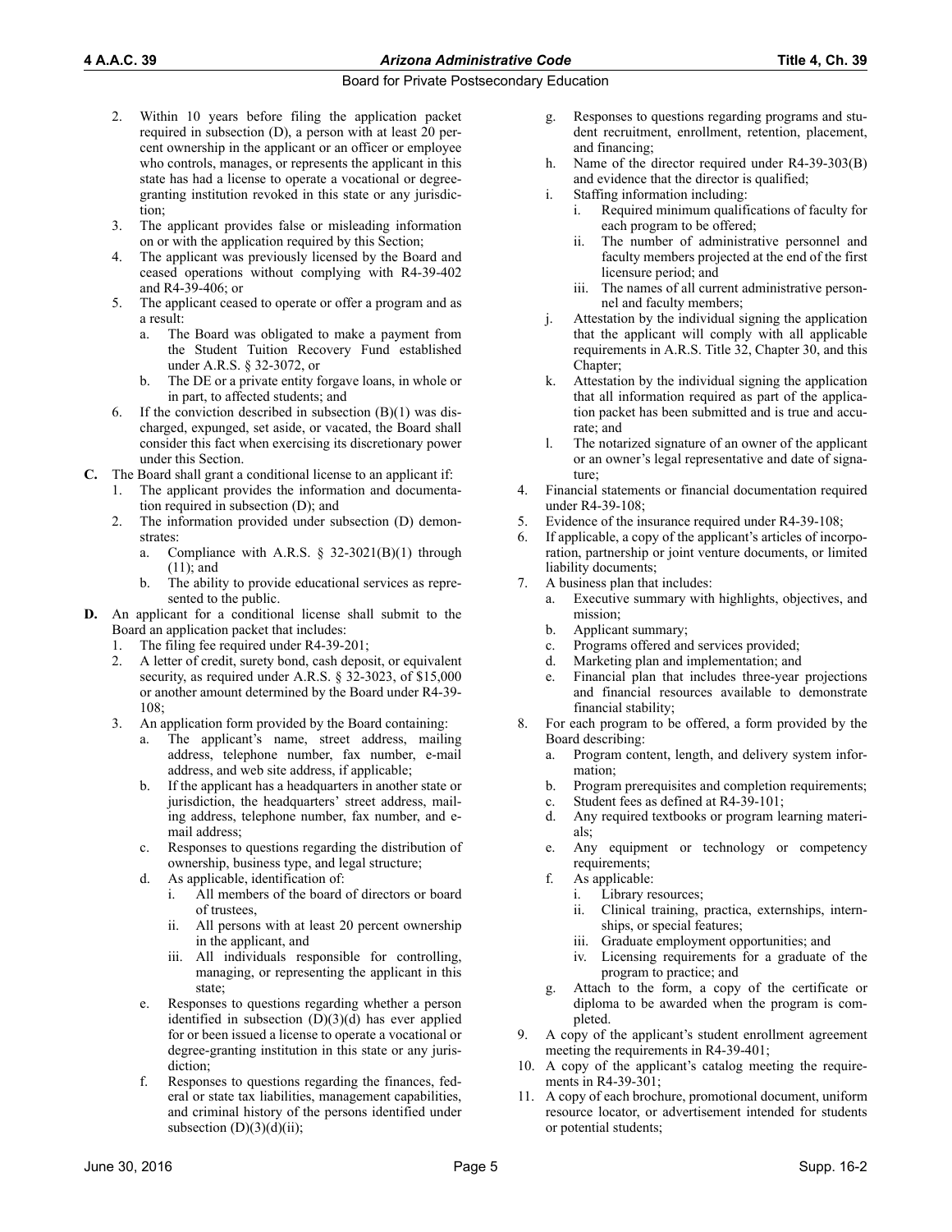2. Within 10 years before filing the application packet required in subsection (D), a person with at least 20 percent ownership in the applicant or an officer or employee who controls, manages, or represents the applicant in this state has had a license to operate a vocational or degree-granting institution revoked in this state or any jurisdiction;
3. The applicant provides false or misleading information on or with the application required by this Section;
4. The applicant was previously licensed by the Board and ceased operations without complying with R4-39-402 and R4-39-406; or
5. The applicant ceased to operate or offer a program and as a result:
   a. The Board was obligated to make a payment from the Student Tuition Recovery Fund established under A.R.S. § 32-3072, or
   b. The DE or a private entity forgave loans, in whole or in part, to affected students; and
6. If the conviction described in subsection (B)(1) was discharged, expunged, set aside, or vacated, the Board shall consider this fact when exercising its discretionary power under this Section.

**C.** The Board shall grant a conditional license to an applicant if:
1. The applicant provides the information and documentation required in subsection (D); and
2. The information provided under subsection (D) demonstrates:
   a. Compliance with A.R.S. § 32-3021(B)(1) through (11); and
   b. The ability to provide educational services as represented to the public.

**D.** An applicant for a conditional license shall submit to the Board an application packet that includes:
1. The filing fee required under R4-39-201;
2. A letter of credit, surety bond, cash deposit, or equivalent security, as required under A.R.S. § 32-3023, of $15,000 or another amount determined by the Board under R4-39-108;
3. An application form provided by the Board containing:
   a. The applicant's name, street address, mailing address, telephone number, fax number, e-mail address, and web site address, if applicable;
   b. If the applicant has a headquarters in another state or jurisdiction, the headquarters' street address, mailing address, telephone number, fax number, and e-mail address;
   c. Responses to questions regarding the distribution of ownership, business type, and legal structure;
   d. As applicable, identification of:
      i. All members of the board of directors or board of trustees,
      ii. All persons with at least 20 percent ownership in the applicant, and
      iii. All individuals responsible for controlling, managing, or representing the applicant in this state;
   e. Responses to questions regarding whether a person identified in subsection (D)(3)(d) has ever applied for or been issued a license to operate a vocational or degree-granting institution in this state or any jurisdiction;
   f. Responses to questions regarding the finances, federal or state tax liabilities, management capabilities, and criminal history of the persons identified under subsection (D)(3)(d)(ii);
   g. Responses to questions regarding programs and student recruitment, enrollment, retention, placement, and financing;
   h. Name of the director required under R4-39-303(B) and evidence that the director is qualified;
   i. Staffing information including:
      i. Required minimum qualifications of faculty for each program to be offered;
      ii. The number of administrative personnel and faculty members projected at the end of the first licensure period; and
      iii. The names of all current administrative personnel and faculty members;
   j. Attestation by the individual signing the application that the applicant will comply with all applicable requirements in A.R.S. Title 32, Chapter 30, and this Chapter;
   k. Attestation by the individual signing the application that all information required as part of the application packet has been submitted and is true and accurate; and
   l. The notarized signature of an owner of the applicant or an owner's legal representative and date of signature;
4. Financial statements or financial documentation required under R4-39-108;
5. Evidence of the insurance required under R4-39-108;
6. If applicable, a copy of the applicant's articles of incorporation, partnership or joint venture documents, or limited liability documents;
7. A business plan that includes:
   a. Executive summary with highlights, objectives, and mission;
   b. Applicant summary;
   c. Programs offered and services provided;
   d. Marketing plan and implementation; and
   e. Financial plan that includes three-year projections and financial resources available to demonstrate financial stability;
8. For each program to be offered, a form provided by the Board describing:
   a. Program content, length, and delivery system information;
   b. Program prerequisites and completion requirements;
   c. Student fees as defined at R4-39-101;
   d. Any required textbooks or program learning materials;
   e. Any equipment or technology or competency requirements;
   f. As applicable:
      i. Library resources;
      ii. Clinical training, practica, externships, internships, or special features;
      iii. Graduate employment opportunities; and
      iv. Licensing requirements for a graduate of the program to practice; and
   g. Attach to the form, a copy of the certificate or diploma to be awarded when the program is completed.
9. A copy of the applicant's student enrollment agreement meeting the requirements in R4-39-401;
10. A copy of the applicant's catalog meeting the requirements in R4-39-301;
11. A copy of each brochure, promotional document, uniform resource locator, or advertisement intended for students or potential students;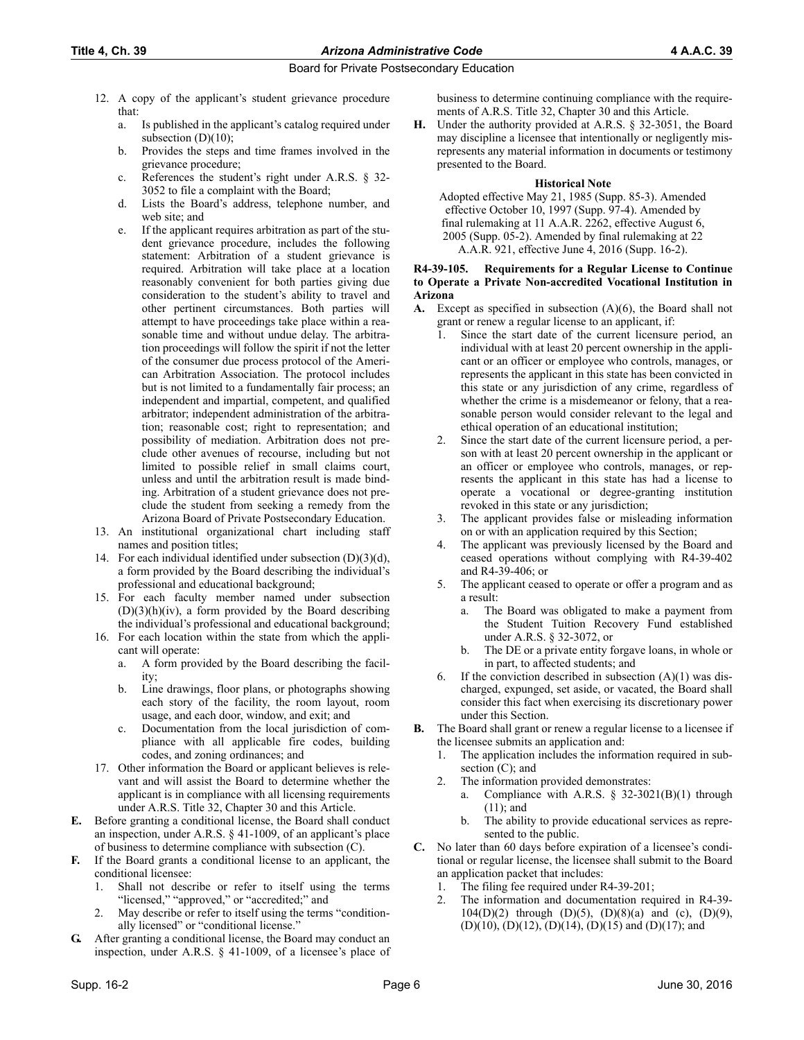12. A copy of the applicant's student grievance procedure that:
    a. Is published in the applicant's catalog required under subsection (D)(10);
    b. Provides the steps and time frames involved in the grievance procedure;
    c. References the student's right under A.R.S. § 32-3052 to file a complaint with the Board;
    d. Lists the Board's address, telephone number, and web site; and
    e. If the applicant requires arbitration as part of the student grievance procedure, includes the following statement: Arbitration of a student grievance is required. Arbitration will take place at a location reasonably convenient for both parties giving due consideration to the student's ability to travel and other pertinent circumstances. Both parties will attempt to have proceedings take place within a reasonable time and without undue delay. The arbitration proceedings will follow the spirit if not the letter of the consumer due process protocol of the American Arbitration Association. The protocol includes but is not limited to a fundamentally fair process; an independent and impartial, competent, and qualified arbitrator; independent administration of the arbitration; reasonable cost; right to representation; and possibility of mediation. Arbitration does not preclude other avenues of recourse, including but not limited to possible relief in small claims court, unless and until the arbitration result is made binding. Arbitration of a student grievance does not preclude the student from seeking a remedy from the Arizona Board of Private Postsecondary Education.
13. An institutional organizational chart including staff names and position titles;
14. For each individual identified under subsection (D)(3)(d), a form provided by the Board describing the individual's professional and educational background;
15. For each faculty member named under subsection (D)(3)(h)(iv), a form provided by the Board describing the individual's professional and educational background;
16. For each location within the state from which the applicant will operate:
    a. A form provided by the Board describing the facility;
    b. Line drawings, floor plans, or photographs showing each story of the facility, the room layout, room usage, and each door, window, and exit; and
    c. Documentation from the local jurisdiction of compliance with all applicable fire codes, building codes, and zoning ordinances; and
17. Other information the Board or applicant believes is relevant and will assist the Board to determine whether the applicant is in compliance with all licensing requirements under A.R.S. Title 32, Chapter 30 and this Article.

**E.** Before granting a conditional license, the Board shall conduct an inspection, under A.R.S. § 41-1009, of an applicant's place of business to determine compliance with subsection (C).

**F.** If the Board grants a conditional license to an applicant, the conditional licensee:
1. Shall not describe or refer to itself using the terms "licensed," "approved," or "accredited;" and
2. May describe or refer to itself using the terms "conditionally licensed" or "conditional license."

**G.** After granting a conditional license, the Board may conduct an inspection, under A.R.S. § 41-1009, of a licensee's place of business to determine continuing compliance with the requirements of A.R.S. Title 32, Chapter 30 and this Article.

**H.** Under the authority provided at A.R.S. § 32-3051, the Board may discipline a licensee that intentionally or negligently misrepresents any material information in documents or testimony presented to the Board.

**Historical Note**

Adopted effective May 21, 1985 (Supp. 85-3). Amended effective October 10, 1997 (Supp. 97-4). Amended by final rulemaking at 11 A.A.R. 2262, effective August 6, 2005 (Supp. 05-2). Amended by final rulemaking at 22 A.A.R. 921, effective June 4, 2016 (Supp. 16-2).

### R4-39-105. Requirements for a Regular License to Continue to Operate a Private Non-accredited Vocational Institution in Arizona

**A.** Except as specified in subsection (A)(6), the Board shall not grant or renew a regular license to an applicant, if:
1. Since the start date of the current licensure period, an individual with at least 20 percent ownership in the applicant or an officer or employee who controls, manages, or represents the applicant in this state has been convicted in this state or any jurisdiction of any crime, regardless of whether the crime is a misdemeanor or felony, that a reasonable person would consider relevant to the legal and ethical operation of an educational institution;
2. Since the start date of the current licensure period, a person with at least 20 percent ownership in the applicant or an officer or employee who controls, manages, or represents the applicant in this state has had a license to operate a vocational or degree-granting institution revoked in this state or any jurisdiction;
3. The applicant provides false or misleading information on or with an application required by this Section;
4. The applicant was previously licensed by the Board and ceased operations without complying with R4-39-402 and R4-39-406; or
5. The applicant ceased to operate or offer a program and as a result:
    a. The Board was obligated to make a payment from the Student Tuition Recovery Fund established under A.R.S. § 32-3072, or
    b. The DE or a private entity forgave loans, in whole or in part, to affected students; and
6. If the conviction described in subsection (A)(1) was discharged, expunged, set aside, or vacated, the Board shall consider this fact when exercising its discretionary power under this Section.

**B.** The Board shall grant or renew a regular license to a licensee if the licensee submits an application and:
1. The application includes the information required in subsection (C); and
2. The information provided demonstrates:
    a. Compliance with A.R.S. § 32-3021(B)(1) through (11); and
    b. The ability to provide educational services as represented to the public.

**C.** No later than 60 days before expiration of a licensee's conditional or regular license, the licensee shall submit to the Board an application packet that includes:
1. The filing fee required under R4-39-201;
2. The information and documentation required in R4-39-104(D)(2) through (D)(5), (D)(8)(a) and (c), (D)(9), (D)(10), (D)(12), (D)(14), (D)(15) and (D)(17); and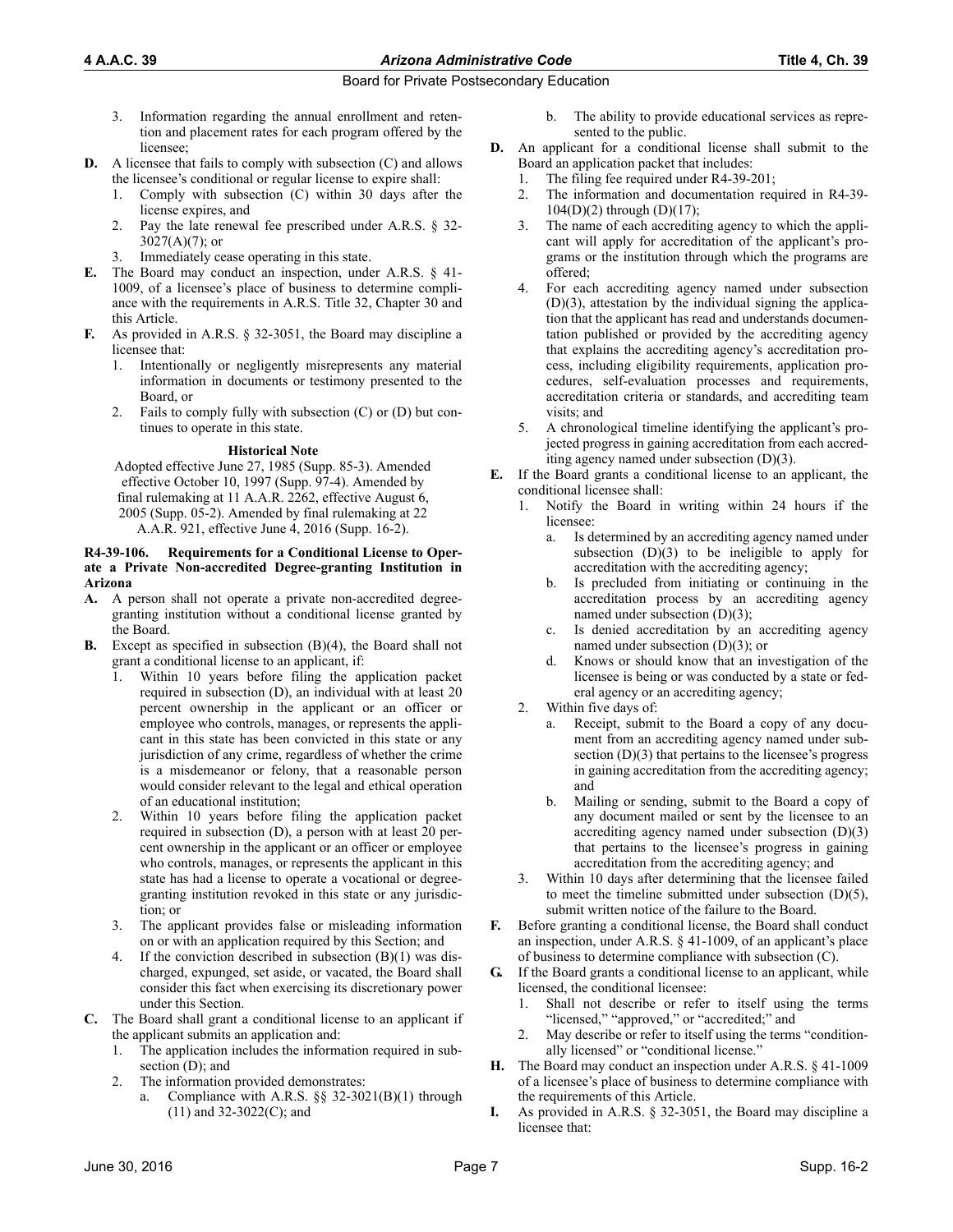3. Information regarding the annual enrollment and retention and placement rates for each program offered by the licensee;

**D.** A licensee that fails to comply with subsection (C) and allows the licensee's conditional or regular license to expire shall:

1. Comply with subsection (C) within 30 days after the license expires, and
2. Pay the late renewal fee prescribed under A.R.S. § 32-3027(A)(7); or
3. Immediately cease operating in this state.

**E.** The Board may conduct an inspection, under A.R.S. § 41-1009, of a licensee's place of business to determine compliance with the requirements in A.R.S. Title 32, Chapter 30 and this Article.

**F.** As provided in A.R.S. § 32-3051, the Board may discipline a licensee that:

1. Intentionally or negligently misrepresents any material information in documents or testimony presented to the Board, or
2. Fails to comply fully with subsection (C) or (D) but continues to operate in this state.

**Historical Note**

Adopted effective June 27, 1985 (Supp. 85-3). Amended effective October 10, 1997 (Supp. 97-4). Amended by final rulemaking at 11 A.A.R. 2262, effective August 6, 2005 (Supp. 05-2). Amended by final rulemaking at 22 A.A.R. 921, effective June 4, 2016 (Supp. 16-2).

**R4-39-106. Requirements for a Conditional License to Operate a Private Non-accredited Degree-granting Institution in Arizona**

**A.** A person shall not operate a private non-accredited degree-granting institution without a conditional license granted by the Board.

**B.** Except as specified in subsection (B)(4), the Board shall not grant a conditional license to an applicant, if:

1. Within 10 years before filing the application packet required in subsection (D), an individual with at least 20 percent ownership in the applicant or an officer or employee who controls, manages, or represents the applicant in this state has been convicted in this state or any jurisdiction of any crime, regardless of whether the crime is a misdemeanor or felony, that a reasonable person would consider relevant to the legal and ethical operation of an educational institution;
2. Within 10 years before filing the application packet required in subsection (D), a person with at least 20 percent ownership in the applicant or an officer or employee who controls, manages, or represents the applicant in this state has had a license to operate a vocational or degree-granting institution revoked in this state or any jurisdiction; or
3. The applicant provides false or misleading information on or with an application required by this Section; and
4. If the conviction described in subsection (B)(1) was discharged, expunged, set aside, or vacated, the Board shall consider this fact when exercising its discretionary power under this Section.

**C.** The Board shall grant a conditional license to an applicant if the applicant submits an application and:

1. The application includes the information required in subsection (D); and
2. The information provided demonstrates:
   a. Compliance with A.R.S. §§ 32-3021(B)(1) through (11) and 32-3022(C); and
   b. The ability to provide educational services as represented to the public.

**D.** An applicant for a conditional license shall submit to the Board an application packet that includes:

1. The filing fee required under R4-39-201;
2. The information and documentation required in R4-39-104(D)(2) through (D)(17);
3. The name of each accrediting agency to which the applicant will apply for accreditation of the applicant's programs or the institution through which the programs are offered;
4. For each accrediting agency named under subsection (D)(3), attestation by the individual signing the application that the applicant has read and understands documentation published or provided by the accrediting agency that explains the accrediting agency's accreditation process, including eligibility requirements, application procedures, self-evaluation processes and requirements, accreditation criteria or standards, and accrediting team visits; and
5. A chronological timeline identifying the applicant's projected progress in gaining accreditation from each accrediting agency named under subsection (D)(3).

**E.** If the Board grants a conditional license to an applicant, the conditional licensee shall:

1. Notify the Board in writing within 24 hours if the licensee:
   a. Is determined by an accrediting agency named under subsection (D)(3) to be ineligible to apply for accreditation with the accrediting agency;
   b. Is precluded from initiating or continuing in the accreditation process by an accrediting agency named under subsection (D)(3);
   c. Is denied accreditation by an accrediting agency named under subsection (D)(3); or
   d. Knows or should know that an investigation of the licensee is being or was conducted by a state or federal agency or an accrediting agency;
2. Within five days of:
   a. Receipt, submit to the Board a copy of any document from an accrediting agency named under subsection (D)(3) that pertains to the licensee's progress in gaining accreditation from the accrediting agency; and
   b. Mailing or sending, submit to the Board a copy of any document mailed or sent by the licensee to an accrediting agency named under subsection (D)(3) that pertains to the licensee's progress in gaining accreditation from the accrediting agency; and
3. Within 10 days after determining that the licensee failed to meet the timeline submitted under subsection (D)(5), submit written notice of the failure to the Board.

**F.** Before granting a conditional license, the Board shall conduct an inspection, under A.R.S. § 41-1009, of an applicant's place of business to determine compliance with subsection (C).

**G.** If the Board grants a conditional license to an applicant, while licensed, the conditional licensee:

1. Shall not describe or refer to itself using the terms "licensed," "approved," or "accredited;" and
2. May describe or refer to itself using the terms "conditionally licensed" or "conditional license."

**H.** The Board may conduct an inspection under A.R.S. § 41-1009 of a licensee's place of business to determine compliance with the requirements of this Article.

**I.** As provided in A.R.S. § 32-3051, the Board may discipline a licensee that: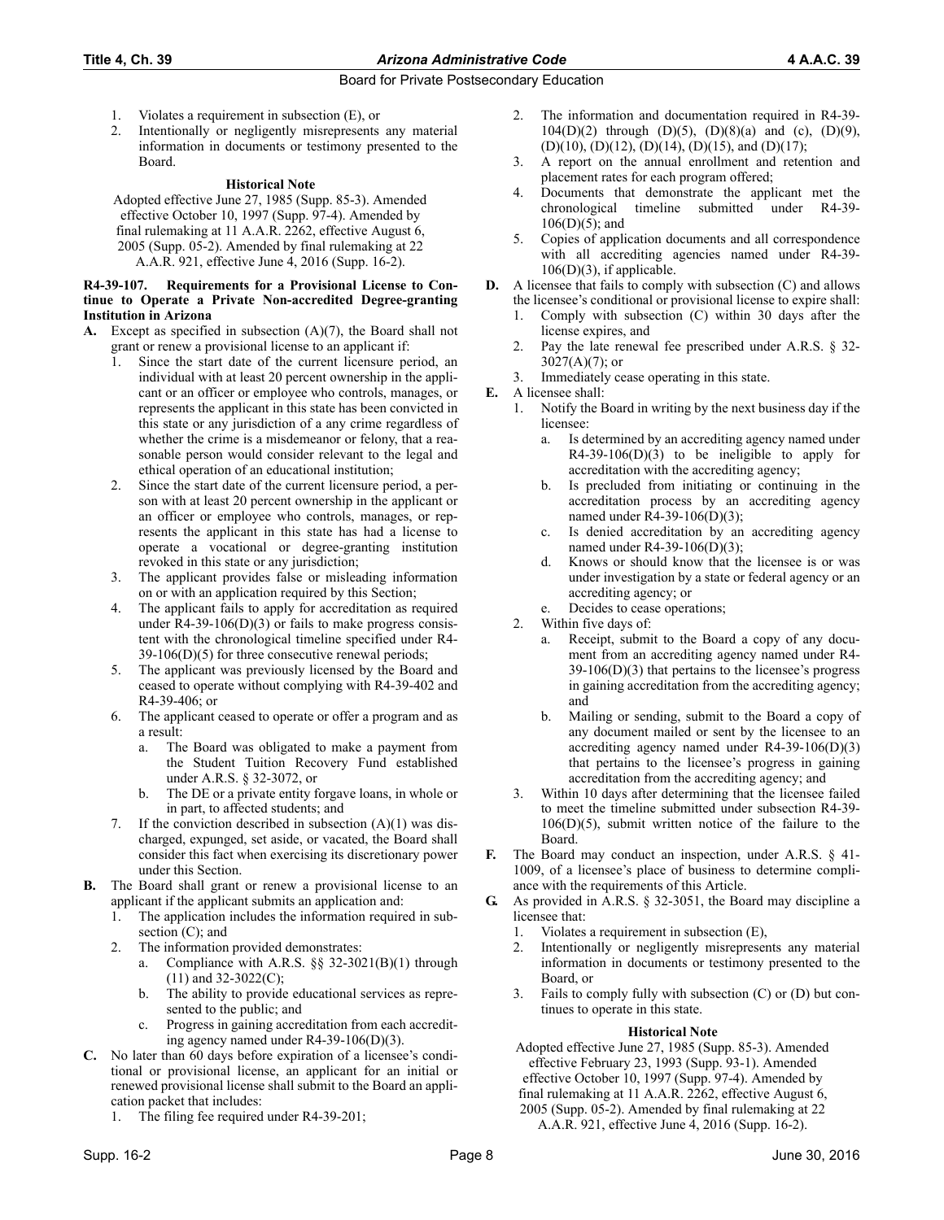1. Violates a requirement in subsection (E), or
2. Intentionally or negligently misrepresents any material information in documents or testimony presented to the Board.

**Historical Note**

Adopted effective June 27, 1985 (Supp. 85-3). Amended effective October 10, 1997 (Supp. 97-4). Amended by final rulemaking at 11 A.A.R. 2262, effective August 6, 2005 (Supp. 05-2). Amended by final rulemaking at 22 A.A.R. 921, effective June 4, 2016 (Supp. 16-2).

**R4-39-107. Requirements for a Provisional License to Continue to Operate a Private Non-accredited Degree-granting Institution in Arizona**

**A.** Except as specified in subsection (A)(7), the Board shall not grant or renew a provisional license to an applicant if:
1. Since the start date of the current licensure period, an individual with at least 20 percent ownership in the applicant or an officer or employee who controls, manages, or represents the applicant in this state has been convicted in this state or any jurisdiction of a any crime regardless of whether the crime is a misdemeanor or felony, that a reasonable person would consider relevant to the legal and ethical operation of an educational institution;
2. Since the start date of the current licensure period, a person with at least 20 percent ownership in the applicant or an officer or employee who controls, manages, or represents the applicant in this state has had a license to operate a vocational or degree-granting institution revoked in this state or any jurisdiction;
3. The applicant provides false or misleading information on or with an application required by this Section;
4. The applicant fails to apply for accreditation as required under R4-39-106(D)(3) or fails to make progress consistent with the chronological timeline specified under R4-39-106(D)(5) for three consecutive renewal periods;
5. The applicant was previously licensed by the Board and ceased to operate without complying with R4-39-402 and R4-39-406; or
6. The applicant ceased to operate or offer a program and as a result:
   a. The Board was obligated to make a payment from the Student Tuition Recovery Fund established under A.R.S. § 32-3072, or
   b. The DE or a private entity forgave loans, in whole or in part, to affected students; and
7. If the conviction described in subsection (A)(1) was discharged, expunged, set aside, or vacated, the Board shall consider this fact when exercising its discretionary power under this Section.

**B.** The Board shall grant or renew a provisional license to an applicant if the applicant submits an application and:
1. The application includes the information required in subsection (C); and
2. The information provided demonstrates:
   a. Compliance with A.R.S. §§ 32-3021(B)(1) through (11) and 32-3022(C);
   b. The ability to provide educational services as represented to the public; and
   c. Progress in gaining accreditation from each accrediting agency named under R4-39-106(D)(3).

**C.** No later than 60 days before expiration of a licensee's conditional or provisional license, an applicant for an initial or renewed provisional license shall submit to the Board an application packet that includes:
1. The filing fee required under R4-39-201;
2. The information and documentation required in R4-39-104(D)(2) through (D)(5), (D)(8)(a) and (c), (D)(9), (D)(10), (D)(12), (D)(14), (D)(15), and (D)(17);
3. A report on the annual enrollment and retention and placement rates for each program offered;
4. Documents that demonstrate the applicant met the chronological timeline submitted under R4-39-106(D)(5); and
5. Copies of application documents and all correspondence with all accrediting agencies named under R4-39-106(D)(3), if applicable.

**D.** A licensee that fails to comply with subsection (C) and allows the licensee's conditional or provisional license to expire shall:
1. Comply with subsection (C) within 30 days after the license expires, and
2. Pay the late renewal fee prescribed under A.R.S. § 32-3027(A)(7); or
3. Immediately cease operating in this state.

**E.** A licensee shall:
1. Notify the Board in writing by the next business day if the licensee:
   a. Is determined by an accrediting agency named under R4-39-106(D)(3) to be ineligible to apply for accreditation with the accrediting agency;
   b. Is precluded from initiating or continuing in the accreditation process by an accrediting agency named under R4-39-106(D)(3);
   c. Is denied accreditation by an accrediting agency named under R4-39-106(D)(3);
   d. Knows or should know that the licensee is or was under investigation by a state or federal agency or an accrediting agency; or
   e. Decides to cease operations;
2. Within five days of:
   a. Receipt, submit to the Board a copy of any document from an accrediting agency named under R4-39-106(D)(3) that pertains to the licensee's progress in gaining accreditation from the accrediting agency; and
   b. Mailing or sending, submit to the Board a copy of any document mailed or sent by the licensee to an accrediting agency named under R4-39-106(D)(3) that pertains to the licensee's progress in gaining accreditation from the accrediting agency; and
3. Within 10 days after determining that the licensee failed to meet the timeline submitted under subsection R4-39-106(D)(5), submit written notice of the failure to the Board.

**F.** The Board may conduct an inspection, under A.R.S. § 41-1009, of a licensee's place of business to determine compliance with the requirements of this Article.

**G.** As provided in A.R.S. § 32-3051, the Board may discipline a licensee that:
1. Violates a requirement in subsection (E),
2. Intentionally or negligently misrepresents any material information in documents or testimony presented to the Board, or
3. Fails to comply fully with subsection (C) or (D) but continues to operate in this state.

**Historical Note**

Adopted effective June 27, 1985 (Supp. 85-3). Amended effective February 23, 1993 (Supp. 93-1). Amended effective October 10, 1997 (Supp. 97-4). Amended by final rulemaking at 11 A.A.R. 2262, effective August 6, 2005 (Supp. 05-2). Amended by final rulemaking at 22 A.A.R. 921, effective June 4, 2016 (Supp. 16-2).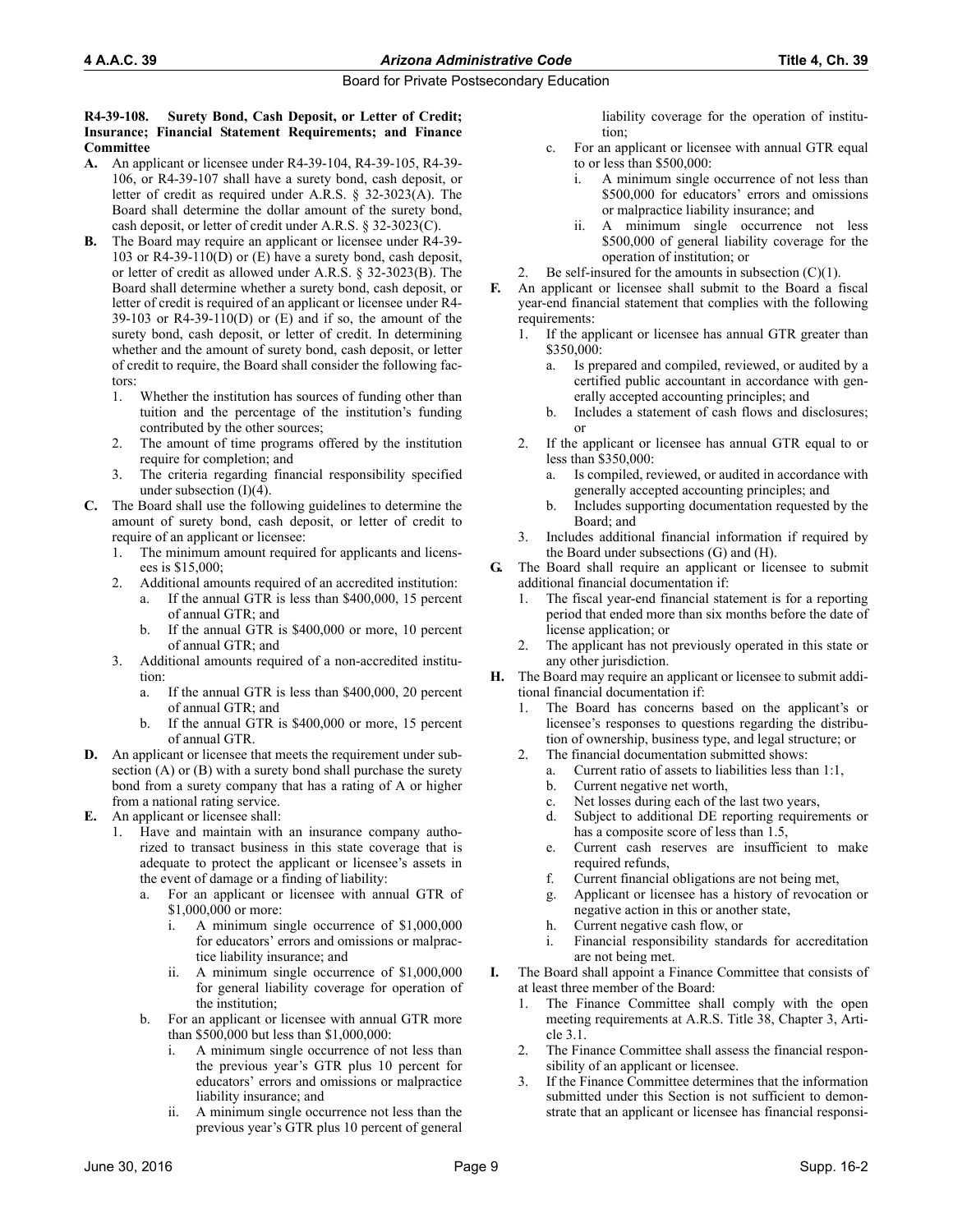**R4-39-108. Surety Bond, Cash Deposit, or Letter of Credit; Insurance; Financial Statement Requirements; and Finance Committee**

**A.** An applicant or licensee under R4-39-104, R4-39-105, R4-39-106, or R4-39-107 shall have a surety bond, cash deposit, or letter of credit as required under A.R.S. § 32-3023(A). The Board shall determine the dollar amount of the surety bond, cash deposit, or letter of credit under A.R.S. § 32-3023(C).

**B.** The Board may require an applicant or licensee under R4-39-103 or R4-39-110(D) or (E) have a surety bond, cash deposit, or letter of credit as allowed under A.R.S. § 32-3023(B). The Board shall determine whether a surety bond, cash deposit, or letter of credit is required of an applicant or licensee under R4-39-103 or R4-39-110(D) or (E) and if so, the amount of the surety bond, cash deposit, or letter of credit. In determining whether and the amount of surety bond, cash deposit, or letter of credit to require, the Board shall consider the following factors:

1. Whether the institution has sources of funding other than tuition and the percentage of the institution's funding contributed by the other sources;
2. The amount of time programs offered by the institution require for completion; and
3. The criteria regarding financial responsibility specified under subsection (I)(4).

**C.** The Board shall use the following guidelines to determine the amount of surety bond, cash deposit, or letter of credit to require of an applicant or licensee:

1. The minimum amount required for applicants and licensees is $15,000;
2. Additional amounts required of an accredited institution:
   a. If the annual GTR is less than $400,000, 15 percent of annual GTR; and
   b. If the annual GTR is $400,000 or more, 10 percent of annual GTR; and
3. Additional amounts required of a non-accredited institution:
   a. If the annual GTR is less than $400,000, 20 percent of annual GTR; and
   b. If the annual GTR is $400,000 or more, 15 percent of annual GTR.

**D.** An applicant or licensee that meets the requirement under subsection (A) or (B) with a surety bond shall purchase the surety bond from a surety company that has a rating of A or higher from a national rating service.

**E.** An applicant or licensee shall:

1. Have and maintain with an insurance company authorized to transact business in this state coverage that is adequate to protect the applicant or licensee's assets in the event of damage or a finding of liability:
   a. For an applicant or licensee with annual GTR of $1,000,000 or more:
      i. A minimum single occurrence of $1,000,000 for educators' errors and omissions or malpractice liability insurance; and
      ii. A minimum single occurrence of $1,000,000 for general liability coverage for operation of the institution;
   b. For an applicant or licensee with annual GTR more than $500,000 but less than $1,000,000:
      i. A minimum single occurrence of not less than the previous year's GTR plus 10 percent for educators' errors and omissions or malpractice liability insurance; and
      ii. A minimum single occurrence not less than the previous year's GTR plus 10 percent of general liability coverage for the operation of institution;
   c. For an applicant or licensee with annual GTR equal to or less than $500,000:
      i. A minimum single occurrence of not less than $500,000 for educators' errors and omissions or malpractice liability insurance; and
      ii. A minimum single occurrence not less $500,000 of general liability coverage for the operation of institution; or
2. Be self-insured for the amounts in subsection (C)(1).

**F.** An applicant or licensee shall submit to the Board a fiscal year-end financial statement that complies with the following requirements:

1. If the applicant or licensee has annual GTR greater than $350,000:
   a. Is prepared and compiled, reviewed, or audited by a certified public accountant in accordance with generally accepted accounting principles; and
   b. Includes a statement of cash flows and disclosures; or
2. If the applicant or licensee has annual GTR equal to or less than $350,000:
   a. Is compiled, reviewed, or audited in accordance with generally accepted accounting principles; and
   b. Includes supporting documentation requested by the Board; and
3. Includes additional financial information if required by the Board under subsections (G) and (H).

**G.** The Board shall require an applicant or licensee to submit additional financial documentation if:

1. The fiscal year-end financial statement is for a reporting period that ended more than six months before the date of license application; or
2. The applicant has not previously operated in this state or any other jurisdiction.

**H.** The Board may require an applicant or licensee to submit additional financial documentation if:

1. The Board has concerns based on the applicant's or licensee's responses to questions regarding the distribution of ownership, business type, and legal structure; or
2. The financial documentation submitted shows:
   a. Current ratio of assets to liabilities less than 1:1,
   b. Current negative net worth,
   c. Net losses during each of the last two years,
   d. Subject to additional DE reporting requirements or has a composite score of less than 1.5,
   e. Current cash reserves are insufficient to make required refunds,
   f. Current financial obligations are not being met,
   g. Applicant or licensee has a history of revocation or negative action in this or another state,
   h. Current negative cash flow, or
   i. Financial responsibility standards for accreditation are not being met.

**I.** The Board shall appoint a Finance Committee that consists of at least three member of the Board:

1. The Finance Committee shall comply with the open meeting requirements at A.R.S. Title 38, Chapter 3, Article 3.1.
2. The Finance Committee shall assess the financial responsibility of an applicant or licensee.
3. If the Finance Committee determines that the information submitted under this Section is not sufficient to demonstrate that an applicant or licensee has financial responsi-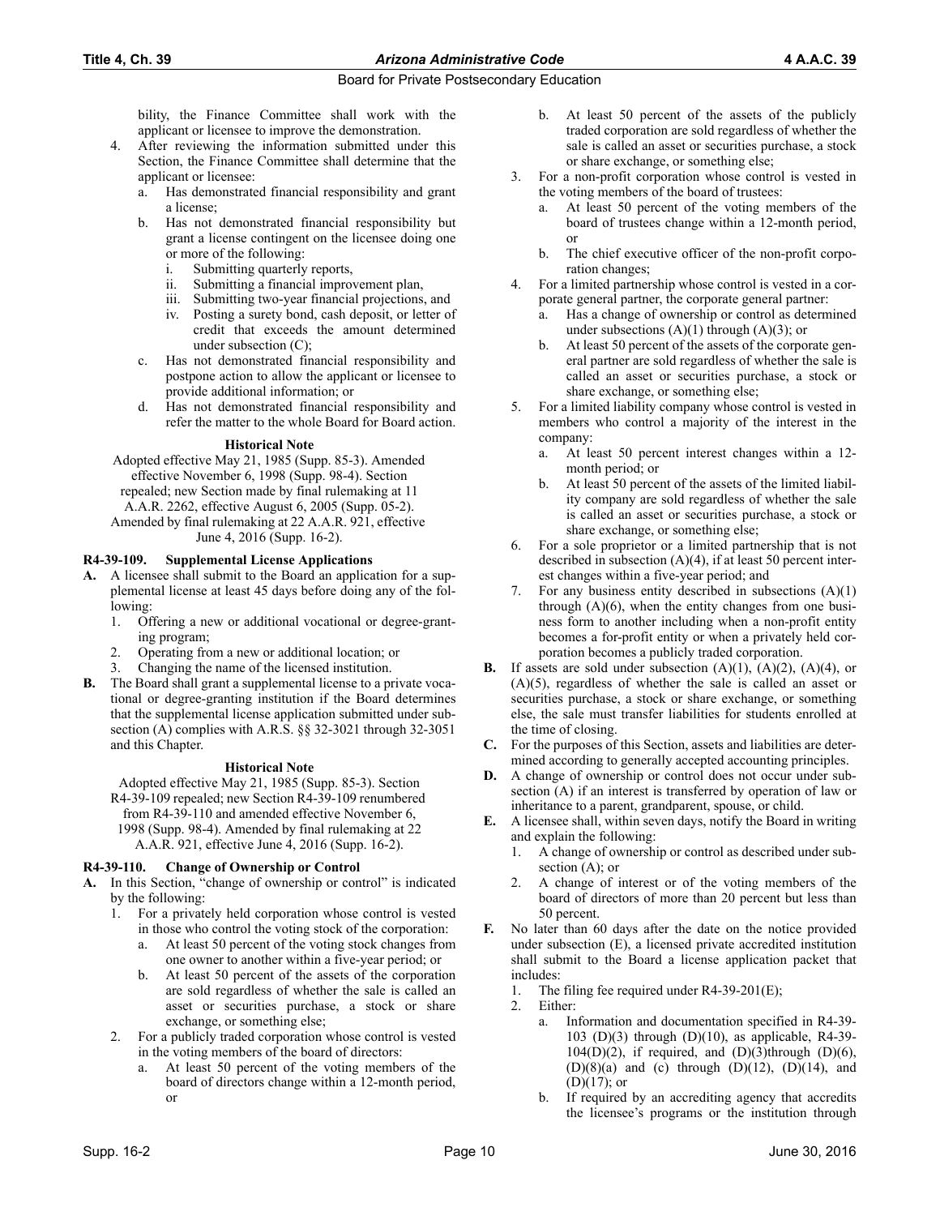bility, the Finance Committee shall work with the applicant or licensee to improve the demonstration.

4. After reviewing the information submitted under this Section, the Finance Committee shall determine that the applicant or licensee:
   a. Has demonstrated financial responsibility and grant a license;
   b. Has not demonstrated financial responsibility but grant a license contingent on the licensee doing one or more of the following:
      i. Submitting quarterly reports,
      ii. Submitting a financial improvement plan,
      iii. Submitting two-year financial projections, and
      iv. Posting a surety bond, cash deposit, or letter of credit that exceeds the amount determined under subsection (C);
   c. Has not demonstrated financial responsibility and postpone action to allow the applicant or licensee to provide additional information; or
   d. Has not demonstrated financial responsibility and refer the matter to the whole Board for Board action.

**Historical Note**

Adopted effective May 21, 1985 (Supp. 85-3). Amended effective November 6, 1998 (Supp. 98-4). Section repealed; new Section made by final rulemaking at 11 A.A.R. 2262, effective August 6, 2005 (Supp. 05-2). Amended by final rulemaking at 22 A.A.R. 921, effective June 4, 2016 (Supp. 16-2).

### R4-39-109. Supplemental License Applications

**A.** A licensee shall submit to the Board an application for a supplemental license at least 45 days before doing any of the following:
   1. Offering a new or additional vocational or degree-granting program;
   2. Operating from a new or additional location; or
   3. Changing the name of the licensed institution.

**B.** The Board shall grant a supplemental license to a private vocational or degree-granting institution if the Board determines that the supplemental license application submitted under subsection (A) complies with A.R.S. §§ 32-3021 through 32-3051 and this Chapter.

**Historical Note**

Adopted effective May 21, 1985 (Supp. 85-3). Section R4-39-109 repealed; new Section R4-39-109 renumbered from R4-39-110 and amended effective November 6, 1998 (Supp. 98-4). Amended by final rulemaking at 22 A.A.R. 921, effective June 4, 2016 (Supp. 16-2).

### R4-39-110. Change of Ownership or Control

**A.** In this Section, "change of ownership or control" is indicated by the following:
   1. For a privately held corporation whose control is vested in those who control the voting stock of the corporation:
      a. At least 50 percent of the voting stock changes from one owner to another within a five-year period; or
      b. At least 50 percent of the assets of the corporation are sold regardless of whether the sale is called an asset or securities purchase, a stock or share exchange, or something else;
   2. For a publicly traded corporation whose control is vested in the voting members of the board of directors:
      a. At least 50 percent of the voting members of the board of directors change within a 12-month period, or
      b. At least 50 percent of the assets of the publicly traded corporation are sold regardless of whether the sale is called an asset or securities purchase, a stock or share exchange, or something else;
   3. For a non-profit corporation whose control is vested in the voting members of the board of trustees:
      a. At least 50 percent of the voting members of the board of trustees change within a 12-month period, or
      b. The chief executive officer of the non-profit corporation changes;
   4. For a limited partnership whose control is vested in a corporate general partner, the corporate general partner:
      a. Has a change of ownership or control as determined under subsections (A)(1) through (A)(3); or
      b. At least 50 percent of the assets of the corporate general partner are sold regardless of whether the sale is called an asset or securities purchase, a stock or share exchange, or something else;
   5. For a limited liability company whose control is vested in members who control a majority of the interest in the company:
      a. At least 50 percent interest changes within a 12-month period; or
      b. At least 50 percent of the assets of the limited liability company are sold regardless of whether the sale is called an asset or securities purchase, a stock or share exchange, or something else;
   6. For a sole proprietor or a limited partnership that is not described in subsection (A)(4), if at least 50 percent interest changes within a five-year period; and
   7. For any business entity described in subsections (A)(1) through (A)(6), when the entity changes from one business form to another including when a non-profit entity becomes a for-profit entity or when a privately held corporation becomes a publicly traded corporation.

**B.** If assets are sold under subsection (A)(1), (A)(2), (A)(4), or (A)(5), regardless of whether the sale is called an asset or securities purchase, a stock or share exchange, or something else, the sale must transfer liabilities for students enrolled at the time of closing.

**C.** For the purposes of this Section, assets and liabilities are determined according to generally accepted accounting principles.

**D.** A change of ownership or control does not occur under subsection (A) if an interest is transferred by operation of law or inheritance to a parent, grandparent, spouse, or child.

**E.** A licensee shall, within seven days, notify the Board in writing and explain the following:
   1. A change of ownership or control as described under subsection (A); or
   2. A change of interest or of the voting members of the board of directors of more than 20 percent but less than 50 percent.

**F.** No later than 60 days after the date on the notice provided under subsection (E), a licensed private accredited institution shall submit to the Board a license application packet that includes:
   1. The filing fee required under R4-39-201(E);
   2. Either:
      a. Information and documentation specified in R4-39-103 (D)(3) through (D)(10), as applicable, R4-39-104(D)(2), if required, and (D)(3)through (D)(6), (D)(8)(a) and (c) through (D)(12), (D)(14), and (D)(17); or
      b. If required by an accrediting agency that accredits the licensee's programs or the institution through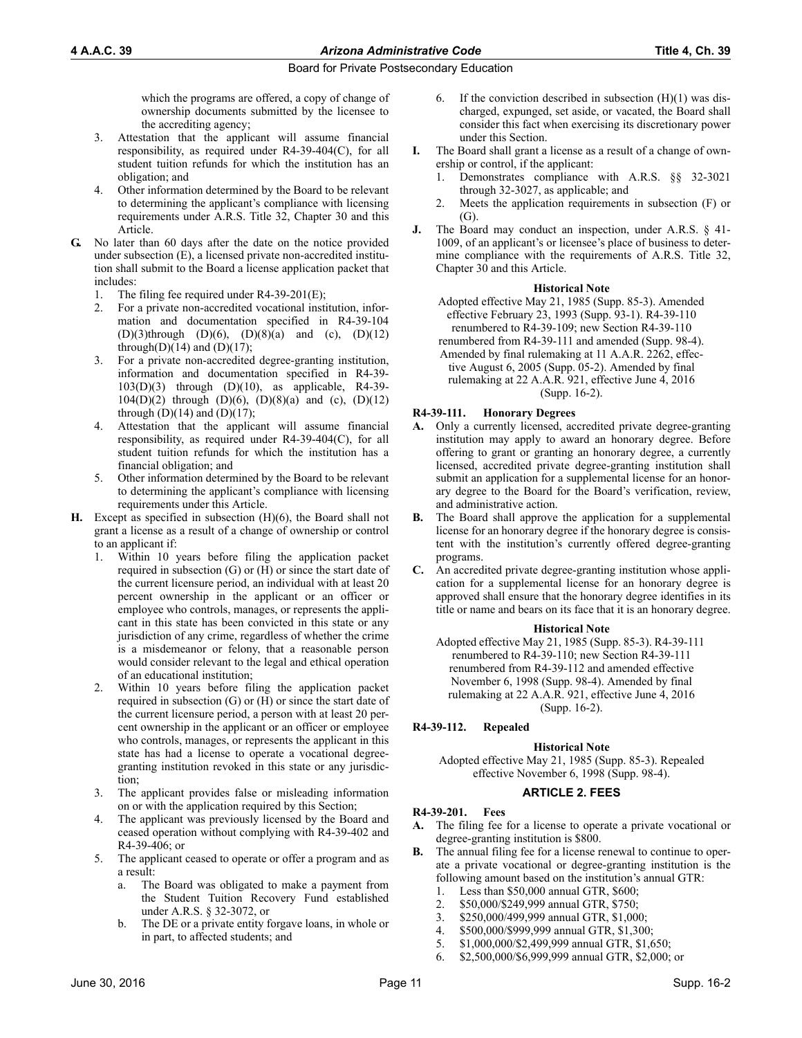which the programs are offered, a copy of change of ownership documents submitted by the licensee to the accrediting agency;

3. Attestation that the applicant will assume financial responsibility, as required under R4-39-404(C), for all student tuition refunds for which the institution has an obligation; and
4. Other information determined by the Board to be relevant to determining the applicant's compliance with licensing requirements under A.R.S. Title 32, Chapter 30 and this Article.

**G.** No later than 60 days after the date on the notice provided under subsection (E), a licensed private non-accredited institution shall submit to the Board a license application packet that includes:

1. The filing fee required under R4-39-201(E);
2. For a private non-accredited vocational institution, information and documentation specified in R4-39-104 (D)(3)through (D)(6), (D)(8)(a) and (c), (D)(12) through(D)(14) and (D)(17);
3. For a private non-accredited degree-granting institution, information and documentation specified in R4-39-103(D)(3) through (D)(10), as applicable, R4-39-104(D)(2) through (D)(6), (D)(8)(a) and (c), (D)(12) through (D)(14) and (D)(17);
4. Attestation that the applicant will assume financial responsibility, as required under R4-39-404(C), for all student tuition refunds for which the institution has a financial obligation; and
5. Other information determined by the Board to be relevant to determining the applicant's compliance with licensing requirements under this Article.

**H.** Except as specified in subsection (H)(6), the Board shall not grant a license as a result of a change of ownership or control to an applicant if:

1. Within 10 years before filing the application packet required in subsection (G) or (H) or since the start date of the current licensure period, an individual with at least 20 percent ownership in the applicant or an officer or employee who controls, manages, or represents the applicant in this state has been convicted in this state or any jurisdiction of any crime, regardless of whether the crime is a misdemeanor or felony, that a reasonable person would consider relevant to the legal and ethical operation of an educational institution;
2. Within 10 years before filing the application packet required in subsection (G) or (H) or since the start date of the current licensure period, a person with at least 20 percent ownership in the applicant or an officer or employee who controls, manages, or represents the applicant in this state has had a license to operate a vocational degree-granting institution revoked in this state or any jurisdiction;
3. The applicant provides false or misleading information on or with the application required by this Section;
4. The applicant was previously licensed by the Board and ceased operation without complying with R4-39-402 and R4-39-406; or
5. The applicant ceased to operate or offer a program and as a result:
   a. The Board was obligated to make a payment from the Student Tuition Recovery Fund established under A.R.S. § 32-3072, or
   b. The DE or a private entity forgave loans, in whole or in part, to affected students; and
6. If the conviction described in subsection (H)(1) was discharged, expunged, set aside, or vacated, the Board shall consider this fact when exercising its discretionary power under this Section.

**I.** The Board shall grant a license as a result of a change of ownership or control, if the applicant:

1. Demonstrates compliance with A.R.S. §§ 32-3021 through 32-3027, as applicable; and
2. Meets the application requirements in subsection (F) or (G).

**J.** The Board may conduct an inspection, under A.R.S. § 41-1009, of an applicant's or licensee's place of business to determine compliance with the requirements of A.R.S. Title 32, Chapter 30 and this Article.

**Historical Note**

Adopted effective May 21, 1985 (Supp. 85-3). Amended effective February 23, 1993 (Supp. 93-1). R4-39-110 renumbered to R4-39-109; new Section R4-39-110 renumbered from R4-39-111 and amended (Supp. 98-4). Amended by final rulemaking at 11 A.A.R. 2262, effective August 6, 2005 (Supp. 05-2). Amended by final rulemaking at 22 A.A.R. 921, effective June 4, 2016 (Supp. 16-2).

### R4-39-111. Honorary Degrees

**A.** Only a currently licensed, accredited private degree-granting institution may apply to award an honorary degree. Before offering to grant or granting an honorary degree, a currently licensed, accredited private degree-granting institution shall submit an application for a supplemental license for an honorary degree to the Board for the Board's verification, review, and administrative action.

**B.** The Board shall approve the application for a supplemental license for an honorary degree if the honorary degree is consistent with the institution's currently offered degree-granting programs.

**C.** An accredited private degree-granting institution whose application for a supplemental license for an honorary degree is approved shall ensure that the honorary degree identifies in its title or name and bears on its face that it is an honorary degree.

**Historical Note**

Adopted effective May 21, 1985 (Supp. 85-3). R4-39-111 renumbered to R4-39-110; new Section R4-39-111 renumbered from R4-39-112 and amended effective November 6, 1998 (Supp. 98-4). Amended by final rulemaking at 22 A.A.R. 921, effective June 4, 2016 (Supp. 16-2).

### R4-39-112. Repealed

**Historical Note**

Adopted effective May 21, 1985 (Supp. 85-3). Repealed effective November 6, 1998 (Supp. 98-4).

## ARTICLE 2. FEES

### R4-39-201. Fees

**A.** The filing fee for a license to operate a private vocational or degree-granting institution is $800.

**B.** The annual filing fee for a license renewal to continue to operate a private vocational or degree-granting institution is the following amount based on the institution's annual GTR:

1. Less than $50,000 annual GTR, $600;
2. $50,000/$249,999 annual GTR, $750;
3. $250,000/499,999 annual GTR, $1,000;
4. $500,000/$999,999 annual GTR, $1,300;
5. $1,000,000/$2,499,999 annual GTR, $1,650;
6. $2,500,000/$6,999,999 annual GTR, $2,000; or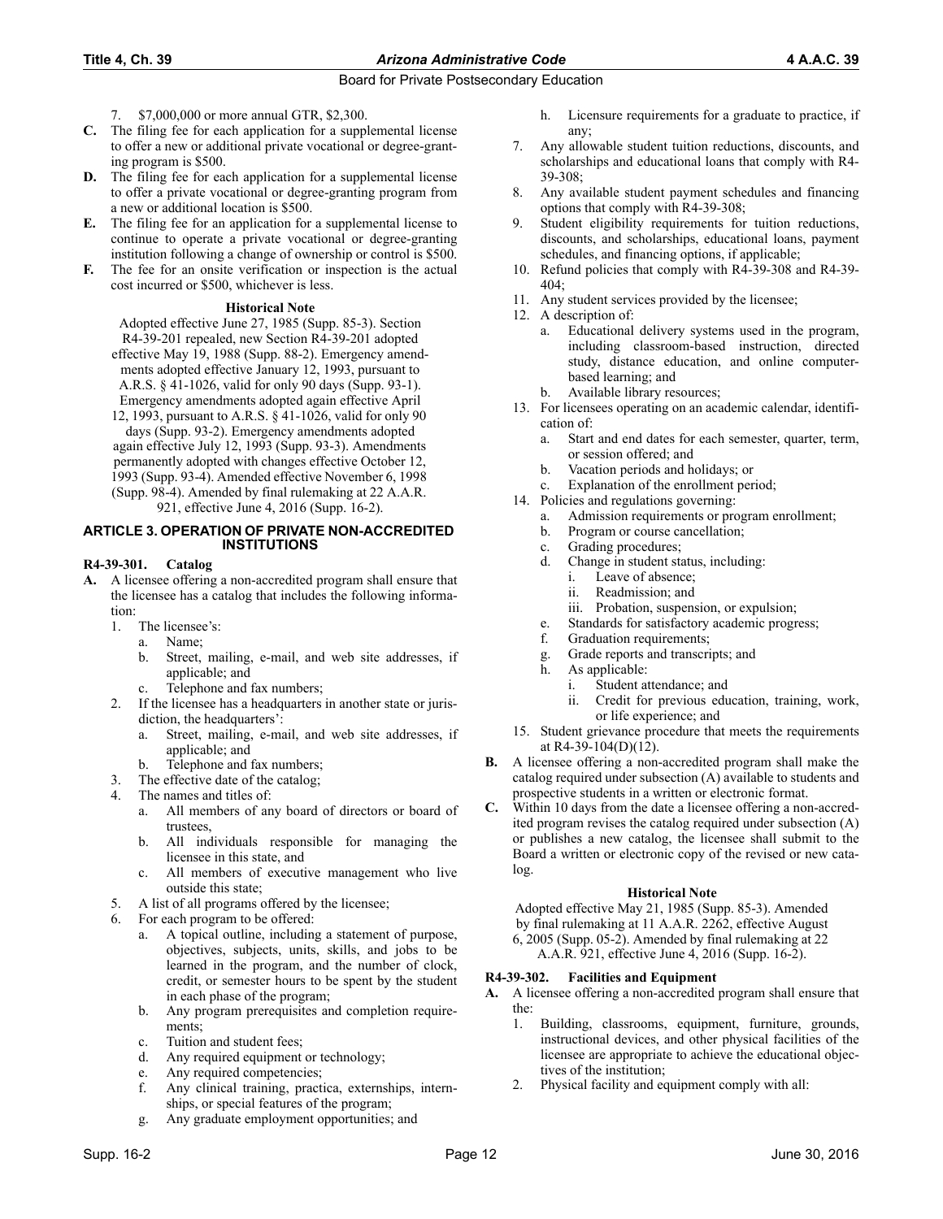7. $7,000,000 or more annual GTR, $2,300.

**C.** The filing fee for each application for a supplemental license to offer a new or additional private vocational or degree-granting program is $500.

**D.** The filing fee for each application for a supplemental license to offer a private vocational or degree-granting program from a new or additional location is $500.

**E.** The filing fee for an application for a supplemental license to continue to operate a private vocational or degree-granting institution following a change of ownership or control is $500.

**F.** The fee for an onsite verification or inspection is the actual cost incurred or $500, whichever is less.

**Historical Note**

Adopted effective June 27, 1985 (Supp. 85-3). Section R4-39-201 repealed, new Section R4-39-201 adopted effective May 19, 1988 (Supp. 88-2). Emergency amendments adopted effective January 12, 1993, pursuant to A.R.S. § 41-1026, valid for only 90 days (Supp. 93-1). Emergency amendments adopted again effective April 12, 1993, pursuant to A.R.S. § 41-1026, valid for only 90 days (Supp. 93-2). Emergency amendments adopted again effective July 12, 1993 (Supp. 93-3). Amendments permanently adopted with changes effective October 12, 1993 (Supp. 93-4). Amended effective November 6, 1998 (Supp. 98-4). Amended by final rulemaking at 22 A.A.R. 921, effective June 4, 2016 (Supp. 16-2).

## ARTICLE 3. OPERATION OF PRIVATE NON-ACCREDITED INSTITUTIONS

### R4-39-301. Catalog

**A.** A licensee offering a non-accredited program shall ensure that the licensee has a catalog that includes the following information:

1. The licensee's:
   a. Name;
   b. Street, mailing, e-mail, and web site addresses, if applicable; and
   c. Telephone and fax numbers;
2. If the licensee has a headquarters in another state or jurisdiction, the headquarters':
   a. Street, mailing, e-mail, and web site addresses, if applicable; and
   b. Telephone and fax numbers;
3. The effective date of the catalog;
4. The names and titles of:
   a. All members of any board of directors or board of trustees,
   b. All individuals responsible for managing the licensee in this state, and
   c. All members of executive management who live outside this state;
5. A list of all programs offered by the licensee;
6. For each program to be offered:
   a. A topical outline, including a statement of purpose, objectives, subjects, units, skills, and jobs to be learned in the program, and the number of clock, credit, or semester hours to be spent by the student in each phase of the program;
   b. Any program prerequisites and completion requirements;
   c. Tuition and student fees;
   d. Any required equipment or technology;
   e. Any required competencies;
   f. Any clinical training, practica, externships, internships, or special features of the program;
   g. Any graduate employment opportunities; and
   h. Licensure requirements for a graduate to practice, if any;
7. Any allowable student tuition reductions, discounts, and scholarships and educational loans that comply with R4-39-308;
8. Any available student payment schedules and financing options that comply with R4-39-308;
9. Student eligibility requirements for tuition reductions, discounts, and scholarships, educational loans, payment schedules, and financing options, if applicable;
10. Refund policies that comply with R4-39-308 and R4-39-404;
11. Any student services provided by the licensee;
12. A description of:
    a. Educational delivery systems used in the program, including classroom-based instruction, directed study, distance education, and online computer-based learning; and
    b. Available library resources;
13. For licensees operating on an academic calendar, identification of:
    a. Start and end dates for each semester, quarter, term, or session offered; and
    b. Vacation periods and holidays; or
    c. Explanation of the enrollment period;
14. Policies and regulations governing:
    a. Admission requirements or program enrollment;
    b. Program or course cancellation;
    c. Grading procedures;
    d. Change in student status, including:
       i. Leave of absence;
       ii. Readmission; and
       iii. Probation, suspension, or expulsion;
    e. Standards for satisfactory academic progress;
    f. Graduation requirements;
    g. Grade reports and transcripts; and
    h. As applicable:
       i. Student attendance; and
       ii. Credit for previous education, training, work, or life experience; and
15. Student grievance procedure that meets the requirements at R4-39-104(D)(12).

**B.** A licensee offering a non-accredited program shall make the catalog required under subsection (A) available to students and prospective students in a written or electronic format.

**C.** Within 10 days from the date a licensee offering a non-accredited program revises the catalog required under subsection (A) or publishes a new catalog, the licensee shall submit to the Board a written or electronic copy of the revised or new catalog.

**Historical Note**

Adopted effective May 21, 1985 (Supp. 85-3). Amended by final rulemaking at 11 A.A.R. 2262, effective August 6, 2005 (Supp. 05-2). Amended by final rulemaking at 22 A.A.R. 921, effective June 4, 2016 (Supp. 16-2).

### R4-39-302. Facilities and Equipment

**A.** A licensee offering a non-accredited program shall ensure that the:

1. Building, classrooms, equipment, furniture, grounds, instructional devices, and other physical facilities of the licensee are appropriate to achieve the educational objectives of the institution;
2. Physical facility and equipment comply with all: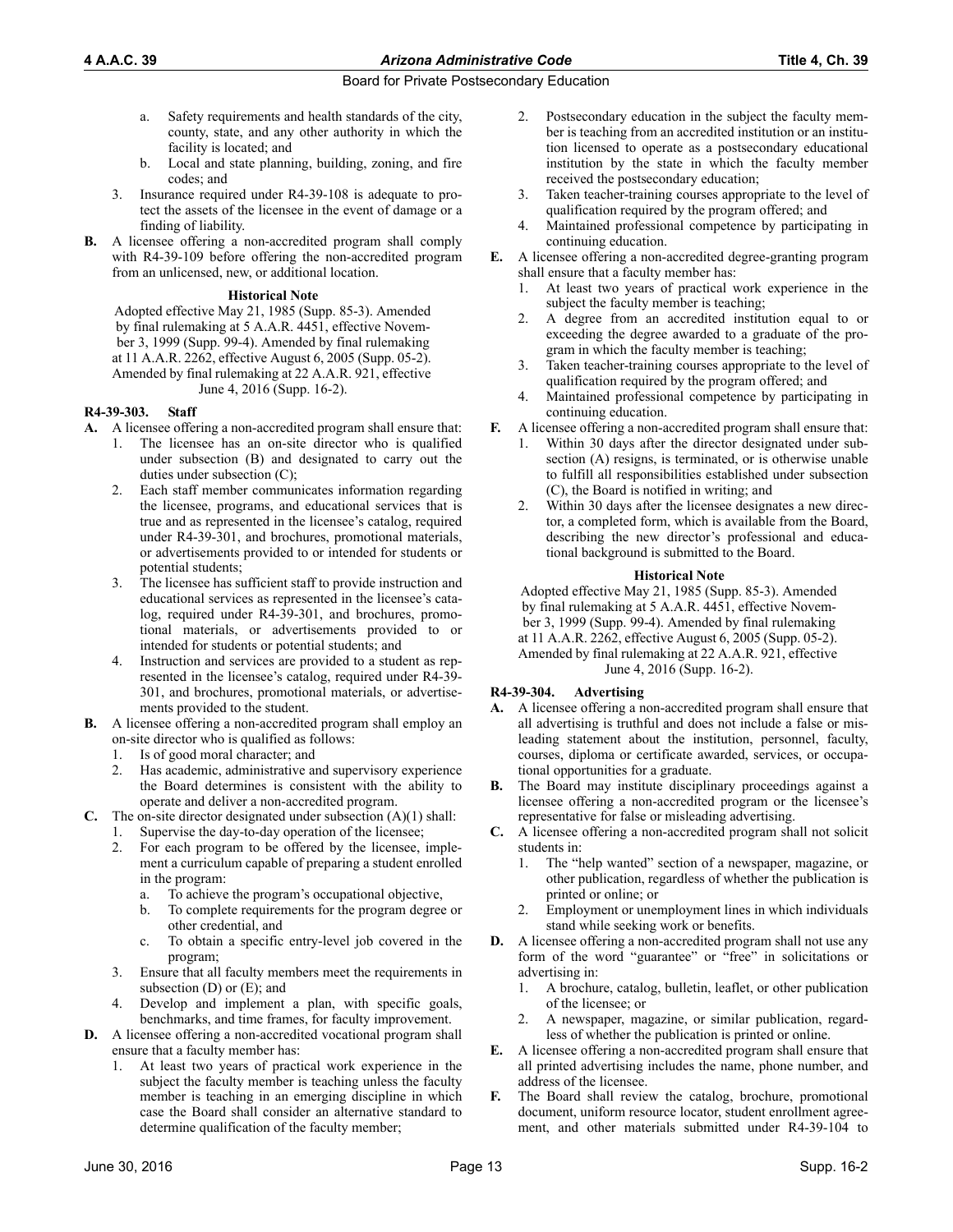a. Safety requirements and health standards of the city, county, state, and any other authority in which the facility is located; and
b. Local and state planning, building, zoning, and fire codes; and
3. Insurance required under R4-39-108 is adequate to protect the assets of the licensee in the event of damage or a finding of liability.

**B.** A licensee offering a non-accredited program shall comply with R4-39-109 before offering the non-accredited program from an unlicensed, new, or additional location.

**Historical Note**

Adopted effective May 21, 1985 (Supp. 85-3). Amended by final rulemaking at 5 A.A.R. 4451, effective November 3, 1999 (Supp. 99-4). Amended by final rulemaking at 11 A.A.R. 2262, effective August 6, 2005 (Supp. 05-2). Amended by final rulemaking at 22 A.A.R. 921, effective June 4, 2016 (Supp. 16-2).

### R4-39-303. Staff

**A.** A licensee offering a non-accredited program shall ensure that:
1. The licensee has an on-site director who is qualified under subsection (B) and designated to carry out the duties under subsection (C);
2. Each staff member communicates information regarding the licensee, programs, and educational services that is true and as represented in the licensee's catalog, required under R4-39-301, and brochures, promotional materials, or advertisements provided to or intended for students or potential students;
3. The licensee has sufficient staff to provide instruction and educational services as represented in the licensee's catalog, required under R4-39-301, and brochures, promotional materials, or advertisements provided to or intended for students or potential students; and
4. Instruction and services are provided to a student as represented in the licensee's catalog, required under R4-39-301, and brochures, promotional materials, or advertisements provided to the student.

**B.** A licensee offering a non-accredited program shall employ an on-site director who is qualified as follows:
1. Is of good moral character; and
2. Has academic, administrative and supervisory experience the Board determines is consistent with the ability to operate and deliver a non-accredited program.

**C.** The on-site director designated under subsection (A)(1) shall:
1. Supervise the day-to-day operation of the licensee;
2. For each program to be offered by the licensee, implement a curriculum capable of preparing a student enrolled in the program:
   a. To achieve the program's occupational objective,
   b. To complete requirements for the program degree or other credential, and
   c. To obtain a specific entry-level job covered in the program;
3. Ensure that all faculty members meet the requirements in subsection (D) or (E); and
4. Develop and implement a plan, with specific goals, benchmarks, and time frames, for faculty improvement.

**D.** A licensee offering a non-accredited vocational program shall ensure that a faculty member has:
1. At least two years of practical work experience in the subject the faculty member is teaching unless the faculty member is teaching in an emerging discipline in which case the Board shall consider an alternative standard to determine qualification of the faculty member;
2. Postsecondary education in the subject the faculty member is teaching from an accredited institution or an institution licensed to operate as a postsecondary educational institution by the state in which the faculty member received the postsecondary education;
3. Taken teacher-training courses appropriate to the level of qualification required by the program offered; and
4. Maintained professional competence by participating in continuing education.

**E.** A licensee offering a non-accredited degree-granting program shall ensure that a faculty member has:
1. At least two years of practical work experience in the subject the faculty member is teaching;
2. A degree from an accredited institution equal to or exceeding the degree awarded to a graduate of the program in which the faculty member is teaching;
3. Taken teacher-training courses appropriate to the level of qualification required by the program offered; and
4. Maintained professional competence by participating in continuing education.

**F.** A licensee offering a non-accredited program shall ensure that:
1. Within 30 days after the director designated under subsection (A) resigns, is terminated, or is otherwise unable to fulfill all responsibilities established under subsection (C), the Board is notified in writing; and
2. Within 30 days after the licensee designates a new director, a completed form, which is available from the Board, describing the new director's professional and educational background is submitted to the Board.

**Historical Note**

Adopted effective May 21, 1985 (Supp. 85-3). Amended by final rulemaking at 5 A.A.R. 4451, effective November 3, 1999 (Supp. 99-4). Amended by final rulemaking at 11 A.A.R. 2262, effective August 6, 2005 (Supp. 05-2). Amended by final rulemaking at 22 A.A.R. 921, effective June 4, 2016 (Supp. 16-2).

### R4-39-304. Advertising

**A.** A licensee offering a non-accredited program shall ensure that all advertising is truthful and does not include a false or misleading statement about the institution, personnel, faculty, courses, diploma or certificate awarded, services, or occupational opportunities for a graduate.

**B.** The Board may institute disciplinary proceedings against a licensee offering a non-accredited program or the licensee's representative for false or misleading advertising.

**C.** A licensee offering a non-accredited program shall not solicit students in:
1. The "help wanted" section of a newspaper, magazine, or other publication, regardless of whether the publication is printed or online; or
2. Employment or unemployment lines in which individuals stand while seeking work or benefits.

**D.** A licensee offering a non-accredited program shall not use any form of the word "guarantee" or "free" in solicitations or advertising in:
1. A brochure, catalog, bulletin, leaflet, or other publication of the licensee; or
2. A newspaper, magazine, or similar publication, regardless of whether the publication is printed or online.

**E.** A licensee offering a non-accredited program shall ensure that all printed advertising includes the name, phone number, and address of the licensee.

**F.** The Board shall review the catalog, brochure, promotional document, uniform resource locator, student enrollment agreement, and other materials submitted under R4-39-104 to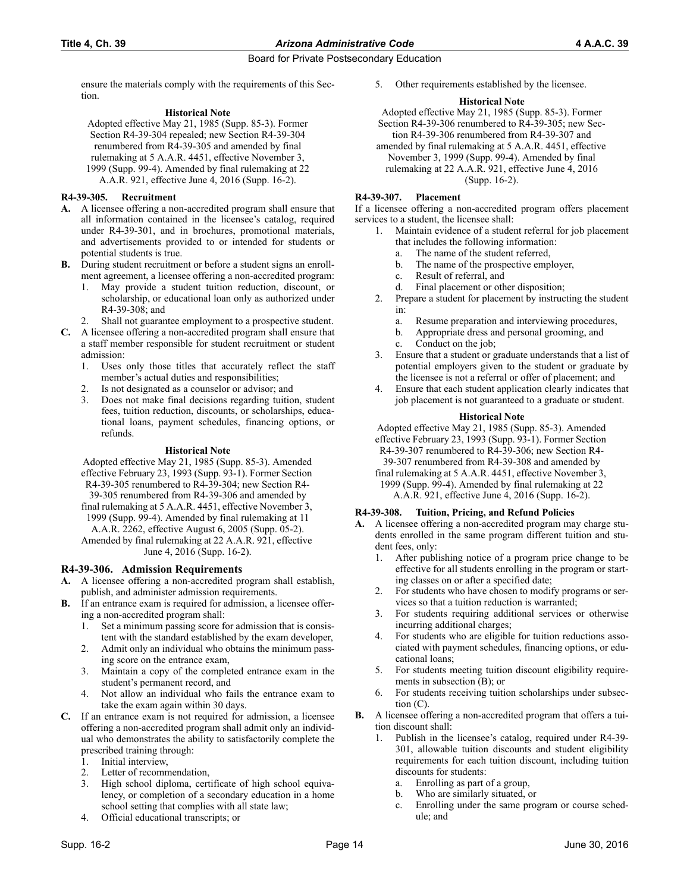ensure the materials comply with the requirements of this Section.

**Historical Note**

Adopted effective May 21, 1985 (Supp. 85-3). Former Section R4-39-304 repealed; new Section R4-39-304 renumbered from R4-39-305 and amended by final rulemaking at 5 A.A.R. 4451, effective November 3, 1999 (Supp. 99-4). Amended by final rulemaking at 22 A.A.R. 921, effective June 4, 2016 (Supp. 16-2).

**R4-39-305. Recruitment**

**A.** A licensee offering a non-accredited program shall ensure that all information contained in the licensee's catalog, required under R4-39-301, and in brochures, promotional materials, and advertisements provided to or intended for students or potential students is true.

**B.** During student recruitment or before a student signs an enrollment agreement, a licensee offering a non-accredited program:

1. May provide a student tuition reduction, discount, or scholarship, or educational loan only as authorized under R4-39-308; and
2. Shall not guarantee employment to a prospective student.

**C.** A licensee offering a non-accredited program shall ensure that a staff member responsible for student recruitment or student admission:

1. Uses only those titles that accurately reflect the staff member's actual duties and responsibilities;
2. Is not designated as a counselor or advisor; and
3. Does not make final decisions regarding tuition, student fees, tuition reduction, discounts, or scholarships, educational loans, payment schedules, financing options, or refunds.

**Historical Note**

Adopted effective May 21, 1985 (Supp. 85-3). Amended effective February 23, 1993 (Supp. 93-1). Former Section R4-39-305 renumbered to R4-39-304; new Section R4-39-305 renumbered from R4-39-306 and amended by final rulemaking at 5 A.A.R. 4451, effective November 3, 1999 (Supp. 99-4). Amended by final rulemaking at 11 A.A.R. 2262, effective August 6, 2005 (Supp. 05-2). Amended by final rulemaking at 22 A.A.R. 921, effective June 4, 2016 (Supp. 16-2).

**R4-39-306. Admission Requirements**

**A.** A licensee offering a non-accredited program shall establish, publish, and administer admission requirements.

**B.** If an entrance exam is required for admission, a licensee offering a non-accredited program shall:

1. Set a minimum passing score for admission that is consistent with the standard established by the exam developer,
2. Admit only an individual who obtains the minimum passing score on the entrance exam,
3. Maintain a copy of the completed entrance exam in the student's permanent record, and
4. Not allow an individual who fails the entrance exam to take the exam again within 30 days.

**C.** If an entrance exam is not required for admission, a licensee offering a non-accredited program shall admit only an individual who demonstrates the ability to satisfactorily complete the prescribed training through:

1. Initial interview,
2. Letter of recommendation,
3. High school diploma, certificate of high school equivalency, or completion of a secondary education in a home school setting that complies with all state law;
4. Official educational transcripts; or
5. Other requirements established by the licensee.

**Historical Note**

Adopted effective May 21, 1985 (Supp. 85-3). Former Section R4-39-306 renumbered to R4-39-305; new Section R4-39-306 renumbered from R4-39-307 and amended by final rulemaking at 5 A.A.R. 4451, effective November 3, 1999 (Supp. 99-4). Amended by final rulemaking at 22 A.A.R. 921, effective June 4, 2016 (Supp. 16-2).

**R4-39-307. Placement**

If a licensee offering a non-accredited program offers placement services to a student, the licensee shall:

1. Maintain evidence of a student referral for job placement that includes the following information:
   a. The name of the student referred,
   b. The name of the prospective employer,
   c. Result of referral, and
   d. Final placement or other disposition;
2. Prepare a student for placement by instructing the student in:
   a. Resume preparation and interviewing procedures,
   b. Appropriate dress and personal grooming, and
   c. Conduct on the job;
3. Ensure that a student or graduate understands that a list of potential employers given to the student or graduate by the licensee is not a referral or offer of placement; and
4. Ensure that each student application clearly indicates that job placement is not guaranteed to a graduate or student.

**Historical Note**

Adopted effective May 21, 1985 (Supp. 85-3). Amended effective February 23, 1993 (Supp. 93-1). Former Section R4-39-307 renumbered to R4-39-306; new Section R4-39-307 renumbered from R4-39-308 and amended by final rulemaking at 5 A.A.R. 4451, effective November 3, 1999 (Supp. 99-4). Amended by final rulemaking at 22 A.A.R. 921, effective June 4, 2016 (Supp. 16-2).

**R4-39-308. Tuition, Pricing, and Refund Policies**

**A.** A licensee offering a non-accredited program may charge students enrolled in the same program different tuition and student fees, only:

1. After publishing notice of a program price change to be effective for all students enrolling in the program or starting classes on or after a specified date;
2. For students who have chosen to modify programs or services so that a tuition reduction is warranted;
3. For students requiring additional services or otherwise incurring additional charges;
4. For students who are eligible for tuition reductions associated with payment schedules, financing options, or educational loans;
5. For students meeting tuition discount eligibility requirements in subsection (B); or
6. For students receiving tuition scholarships under subsection (C).

**B.** A licensee offering a non-accredited program that offers a tuition discount shall:

1. Publish in the licensee's catalog, required under R4-39-301, allowable tuition discounts and student eligibility requirements for each tuition discount, including tuition discounts for students:
   a. Enrolling as part of a group,
   b. Who are similarly situated, or
   c. Enrolling under the same program or course schedule; and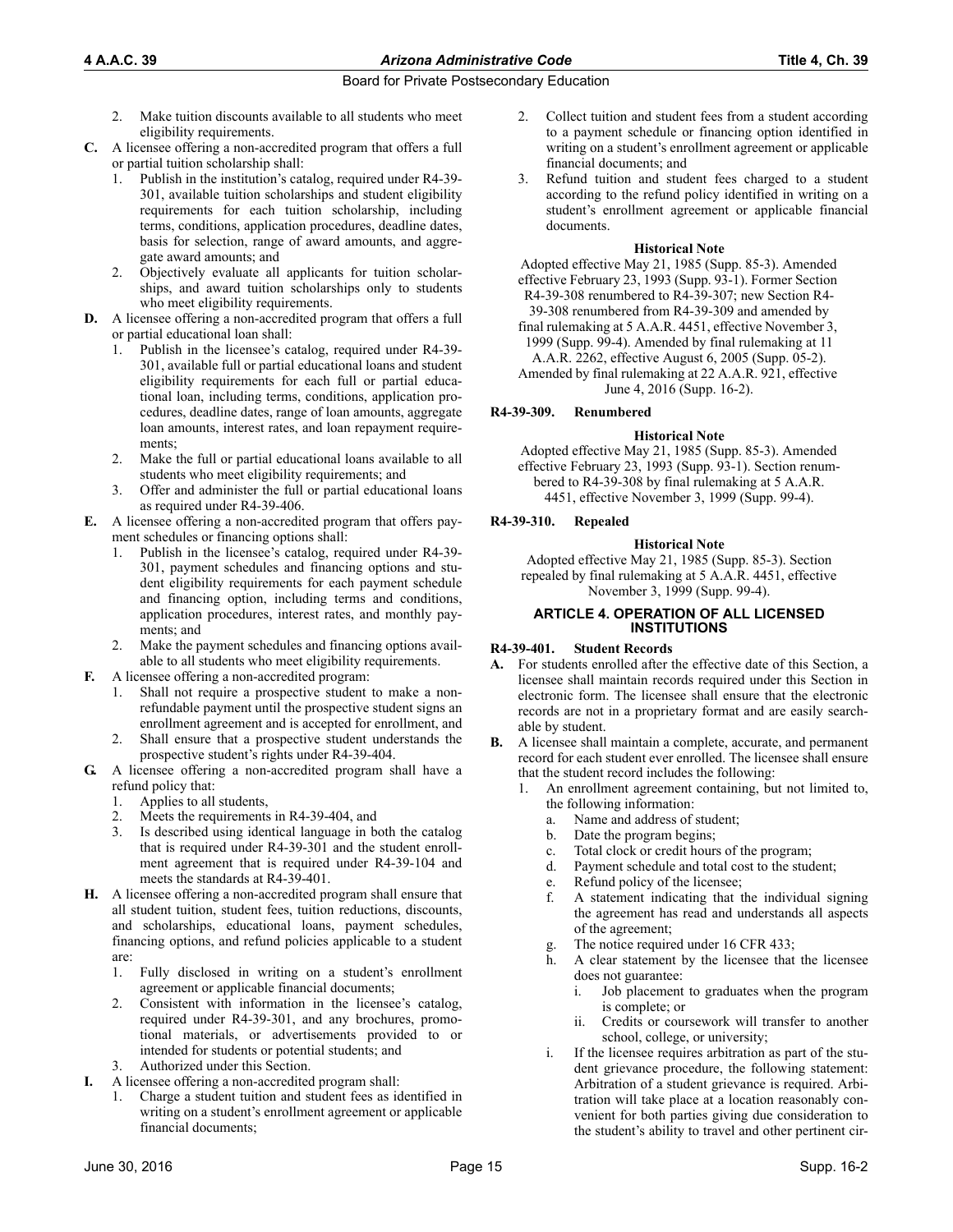2. Make tuition discounts available to all students who meet eligibility requirements.

**C.** A licensee offering a non-accredited program that offers a full or partial tuition scholarship shall:
   1. Publish in the institution's catalog, required under R4-39-301, available tuition scholarships and student eligibility requirements for each tuition scholarship, including terms, conditions, application procedures, deadline dates, basis for selection, range of award amounts, and aggregate award amounts; and
   2. Objectively evaluate all applicants for tuition scholarships, and award tuition scholarships only to students who meet eligibility requirements.

**D.** A licensee offering a non-accredited program that offers a full or partial educational loan shall:
   1. Publish in the licensee's catalog, required under R4-39-301, available full or partial educational loans and student eligibility requirements for each full or partial educational loan, including terms, conditions, application procedures, deadline dates, range of loan amounts, aggregate loan amounts, interest rates, and loan repayment requirements;
   2. Make the full or partial educational loans available to all students who meet eligibility requirements; and
   3. Offer and administer the full or partial educational loans as required under R4-39-406.

**E.** A licensee offering a non-accredited program that offers payment schedules or financing options shall:
   1. Publish in the licensee's catalog, required under R4-39-301, payment schedules and financing options and student eligibility requirements for each payment schedule and financing option, including terms and conditions, application procedures, interest rates, and monthly payments; and
   2. Make the payment schedules and financing options available to all students who meet eligibility requirements.

**F.** A licensee offering a non-accredited program:
   1. Shall not require a prospective student to make a nonrefundable payment until the prospective student signs an enrollment agreement and is accepted for enrollment, and
   2. Shall ensure that a prospective student understands the prospective student's rights under R4-39-404.

**G.** A licensee offering a non-accredited program shall have a refund policy that:
   1. Applies to all students,
   2. Meets the requirements in R4-39-404, and
   3. Is described using identical language in both the catalog that is required under R4-39-301 and the student enrollment agreement that is required under R4-39-104 and meets the standards at R4-39-401.

**H.** A licensee offering a non-accredited program shall ensure that all student tuition, student fees, tuition reductions, discounts, and scholarships, educational loans, payment schedules, financing options, and refund policies applicable to a student are:
   1. Fully disclosed in writing on a student's enrollment agreement or applicable financial documents;
   2. Consistent with information in the licensee's catalog, required under R4-39-301, and any brochures, promotional materials, or advertisements provided to or intended for students or potential students; and
   3. Authorized under this Section.

**I.** A licensee offering a non-accredited program shall:
   1. Charge a student tuition and student fees as identified in writing on a student's enrollment agreement or applicable financial documents;
   2. Collect tuition and student fees from a student according to a payment schedule or financing option identified in writing on a student's enrollment agreement or applicable financial documents; and
   3. Refund tuition and student fees charged to a student according to the refund policy identified in writing on a student's enrollment agreement or applicable financial documents.

**Historical Note**

Adopted effective May 21, 1985 (Supp. 85-3). Amended effective February 23, 1993 (Supp. 93-1). Former Section R4-39-308 renumbered to R4-39-307; new Section R4-39-308 renumbered from R4-39-309 and amended by final rulemaking at 5 A.A.R. 4451, effective November 3, 1999 (Supp. 99-4). Amended by final rulemaking at 11 A.A.R. 2262, effective August 6, 2005 (Supp. 05-2). Amended by final rulemaking at 22 A.A.R. 921, effective June 4, 2016 (Supp. 16-2).

### R4-39-309. Renumbered

**Historical Note**

Adopted effective May 21, 1985 (Supp. 85-3). Amended effective February 23, 1993 (Supp. 93-1). Section renumbered to R4-39-308 by final rulemaking at 5 A.A.R. 4451, effective November 3, 1999 (Supp. 99-4).

### R4-39-310. Repealed

**Historical Note**

Adopted effective May 21, 1985 (Supp. 85-3). Section repealed by final rulemaking at 5 A.A.R. 4451, effective November 3, 1999 (Supp. 99-4).

## ARTICLE 4. OPERATION OF ALL LICENSED INSTITUTIONS

### R4-39-401. Student Records

**A.** For students enrolled after the effective date of this Section, a licensee shall maintain records required under this Section in electronic form. The licensee shall ensure that the electronic records are not in a proprietary format and are easily searchable by student.

**B.** A licensee shall maintain a complete, accurate, and permanent record for each student ever enrolled. The licensee shall ensure that the student record includes the following:
   1. An enrollment agreement containing, but not limited to, the following information:
      a. Name and address of student;
      b. Date the program begins;
      c. Total clock or credit hours of the program;
      d. Payment schedule and total cost to the student;
      e. Refund policy of the licensee;
      f. A statement indicating that the individual signing the agreement has read and understands all aspects of the agreement;
      g. The notice required under 16 CFR 433;
      h. A clear statement by the licensee that the licensee does not guarantee:
         i. Job placement to graduates when the program is complete; or
         ii. Credits or coursework will transfer to another school, college, or university;
      i. If the licensee requires arbitration as part of the student grievance procedure, the following statement: Arbitration of a student grievance is required. Arbitration will take place at a location reasonably convenient for both parties giving due consideration to the student's ability to travel and other pertinent cir-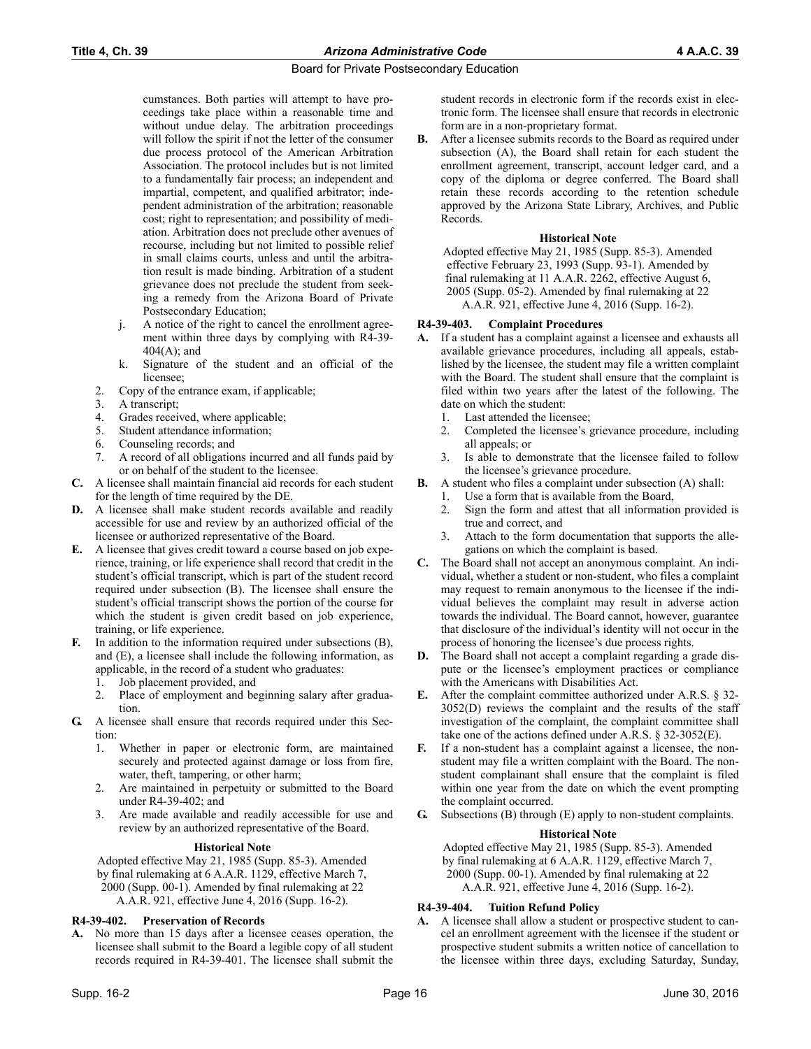cumstances. Both parties will attempt to have proceedings take place within a reasonable time and without undue delay. The arbitration proceedings will follow the spirit if not the letter of the consumer due process protocol of the American Arbitration Association. The protocol includes but is not limited to a fundamentally fair process; an independent and impartial, competent, and qualified arbitrator; independent administration of the arbitration; reasonable cost; right to representation; and possibility of mediation. Arbitration does not preclude other avenues of recourse, including but not limited to possible relief in small claims courts, unless and until the arbitration result is made binding. Arbitration of a student grievance does not preclude the student from seeking a remedy from the Arizona Board of Private Postsecondary Education;

j. A notice of the right to cancel the enrollment agreement within three days by complying with R4-39-404(A); and

k. Signature of the student and an official of the licensee;

2. Copy of the entrance exam, if applicable;
3. A transcript;
4. Grades received, where applicable;
5. Student attendance information;
6. Counseling records; and
7. A record of all obligations incurred and all funds paid by or on behalf of the student to the licensee.

**C.** A licensee shall maintain financial aid records for each student for the length of time required by the DE.

**D.** A licensee shall make student records available and readily accessible for use and review by an authorized official of the licensee or authorized representative of the Board.

**E.** A licensee that gives credit toward a course based on job experience, training, or life experience shall record that credit in the student's official transcript, which is part of the student record required under subsection (B). The licensee shall ensure the student's official transcript shows the portion of the course for which the student is given credit based on job experience, training, or life experience.

**F.** In addition to the information required under subsections (B), and (E), a licensee shall include the following information, as applicable, in the record of a student who graduates:

1. Job placement provided, and
2. Place of employment and beginning salary after graduation.

**G.** A licensee shall ensure that records required under this Section:

1. Whether in paper or electronic form, are maintained securely and protected against damage or loss from fire, water, theft, tampering, or other harm;
2. Are maintained in perpetuity or submitted to the Board under R4-39-402; and
3. Are made available and readily accessible for use and review by an authorized representative of the Board.

**Historical Note**

Adopted effective May 21, 1985 (Supp. 85-3). Amended by final rulemaking at 6 A.A.R. 1129, effective March 7, 2000 (Supp. 00-1). Amended by final rulemaking at 22 A.A.R. 921, effective June 4, 2016 (Supp. 16-2).

### R4-39-402. Preservation of Records

**A.** No more than 15 days after a licensee ceases operation, the licensee shall submit to the Board a legible copy of all student records required in R4-39-401. The licensee shall submit the student records in electronic form if the records exist in electronic form. The licensee shall ensure that records in electronic form are in a non-proprietary format.

**B.** After a licensee submits records to the Board as required under subsection (A), the Board shall retain for each student the enrollment agreement, transcript, account ledger card, and a copy of the diploma or degree conferred. The Board shall retain these records according to the retention schedule approved by the Arizona State Library, Archives, and Public Records.

**Historical Note**

Adopted effective May 21, 1985 (Supp. 85-3). Amended effective February 23, 1993 (Supp. 93-1). Amended by final rulemaking at 11 A.A.R. 2262, effective August 6, 2005 (Supp. 05-2). Amended by final rulemaking at 22 A.A.R. 921, effective June 4, 2016 (Supp. 16-2).

### R4-39-403. Complaint Procedures

**A.** If a student has a complaint against a licensee and exhausts all available grievance procedures, including all appeals, established by the licensee, the student may file a written complaint with the Board. The student shall ensure that the complaint is filed within two years after the latest of the following. The date on which the student:

1. Last attended the licensee;
2. Completed the licensee's grievance procedure, including all appeals; or
3. Is able to demonstrate that the licensee failed to follow the licensee's grievance procedure.

**B.** A student who files a complaint under subsection (A) shall:

1. Use a form that is available from the Board,
2. Sign the form and attest that all information provided is true and correct, and
3. Attach to the form documentation that supports the allegations on which the complaint is based.

**C.** The Board shall not accept an anonymous complaint. An individual, whether a student or non-student, who files a complaint may request to remain anonymous to the licensee if the individual believes the complaint may result in adverse action towards the individual. The Board cannot, however, guarantee that disclosure of the individual's identity will not occur in the process of honoring the licensee's due process rights.

**D.** The Board shall not accept a complaint regarding a grade dispute or the licensee's employment practices or compliance with the Americans with Disabilities Act.

**E.** After the complaint committee authorized under A.R.S. § 32-3052(D) reviews the complaint and the results of the staff investigation of the complaint, the complaint committee shall take one of the actions defined under A.R.S. § 32-3052(E).

**F.** If a non-student has a complaint against a licensee, the non-student may file a written complaint with the Board. The non-student complainant shall ensure that the complaint is filed within one year from the date on which the event prompting the complaint occurred.

**G.** Subsections (B) through (E) apply to non-student complaints.

**Historical Note**

Adopted effective May 21, 1985 (Supp. 85-3). Amended by final rulemaking at 6 A.A.R. 1129, effective March 7, 2000 (Supp. 00-1). Amended by final rulemaking at 22 A.A.R. 921, effective June 4, 2016 (Supp. 16-2).

### R4-39-404. Tuition Refund Policy

**A.** A licensee shall allow a student or prospective student to cancel an enrollment agreement with the licensee if the student or prospective student submits a written notice of cancellation to the licensee within three days, excluding Saturday, Sunday,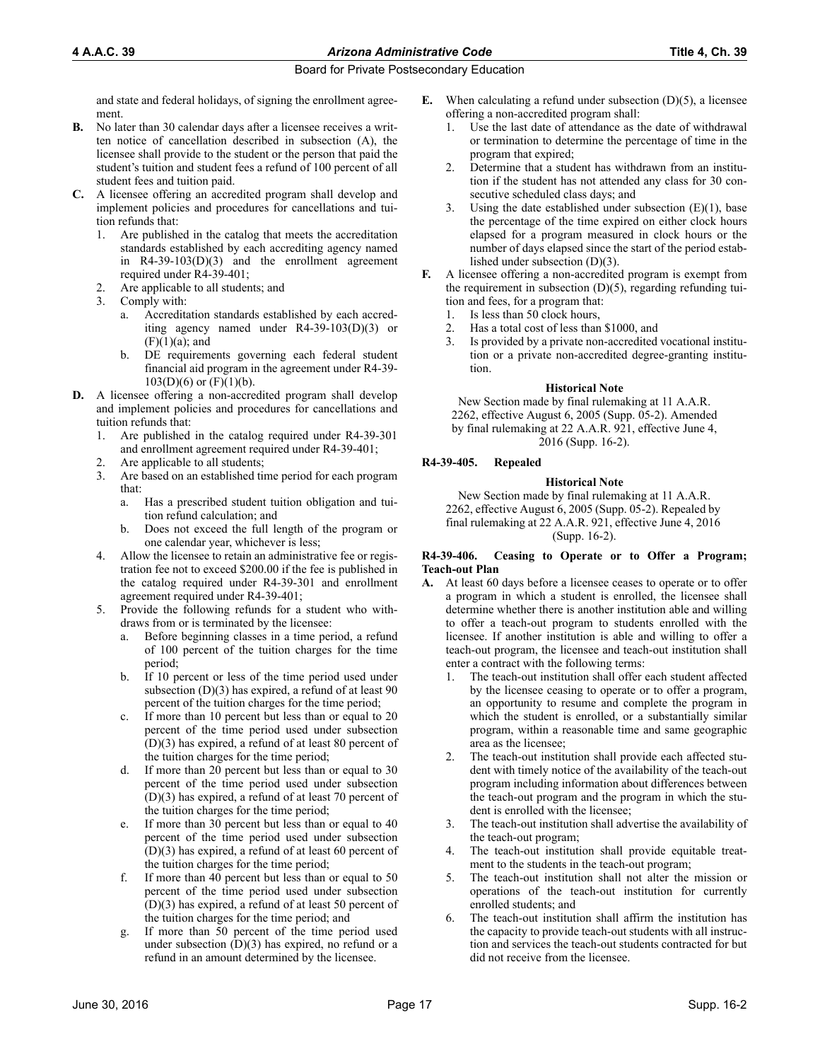and state and federal holidays, of signing the enrollment agreement.

**B.** No later than 30 calendar days after a licensee receives a written notice of cancellation described in subsection (A), the licensee shall provide to the student or the person that paid the student's tuition and student fees a refund of 100 percent of all student fees and tuition paid.

**C.** A licensee offering an accredited program shall develop and implement policies and procedures for cancellations and tuition refunds that:

1. Are published in the catalog that meets the accreditation standards established by each accrediting agency named in R4-39-103(D)(3) and the enrollment agreement required under R4-39-401;
2. Are applicable to all students; and
3. Comply with:
   a. Accreditation standards established by each accrediting agency named under R4-39-103(D)(3) or (F)(1)(a); and
   b. DE requirements governing each federal student financial aid program in the agreement under R4-39-103(D)(6) or (F)(1)(b).

**D.** A licensee offering a non-accredited program shall develop and implement policies and procedures for cancellations and tuition refunds that:

1. Are published in the catalog required under R4-39-301 and enrollment agreement required under R4-39-401;
2. Are applicable to all students;
3. Are based on an established time period for each program that:
   a. Has a prescribed student tuition obligation and tuition refund calculation; and
   b. Does not exceed the full length of the program or one calendar year, whichever is less;
4. Allow the licensee to retain an administrative fee or registration fee not to exceed $200.00 if the fee is published in the catalog required under R4-39-301 and enrollment agreement required under R4-39-401;
5. Provide the following refunds for a student who withdraws from or is terminated by the licensee:
   a. Before beginning classes in a time period, a refund of 100 percent of the tuition charges for the time period;
   b. If 10 percent or less of the time period used under subsection (D)(3) has expired, a refund of at least 90 percent of the tuition charges for the time period;
   c. If more than 10 percent but less than or equal to 20 percent of the time period used under subsection (D)(3) has expired, a refund of at least 80 percent of the tuition charges for the time period;
   d. If more than 20 percent but less than or equal to 30 percent of the time period used under subsection (D)(3) has expired, a refund of at least 70 percent of the tuition charges for the time period;
   e. If more than 30 percent but less than or equal to 40 percent of the time period used under subsection (D)(3) has expired, a refund of at least 60 percent of the tuition charges for the time period;
   f. If more than 40 percent but less than or equal to 50 percent of the time period used under subsection (D)(3) has expired, a refund of at least 50 percent of the tuition charges for the time period; and
   g. If more than 50 percent of the time period used under subsection (D)(3) has expired, no refund or a refund in an amount determined by the licensee.

**E.** When calculating a refund under subsection (D)(5), a licensee offering a non-accredited program shall:

1. Use the last date of attendance as the date of withdrawal or termination to determine the percentage of time in the program that expired;
2. Determine that a student has withdrawn from an institution if the student has not attended any class for 30 consecutive scheduled class days; and
3. Using the date established under subsection (E)(1), base the percentage of the time expired on either clock hours elapsed for a program measured in clock hours or the number of days elapsed since the start of the period established under subsection (D)(3).

**F.** A licensee offering a non-accredited program is exempt from the requirement in subsection (D)(5), regarding refunding tuition and fees, for a program that:

1. Is less than 50 clock hours,
2. Has a total cost of less than $1000, and
3. Is provided by a private non-accredited vocational institution or a private non-accredited degree-granting institution.

**Historical Note**

New Section made by final rulemaking at 11 A.A.R. 2262, effective August 6, 2005 (Supp. 05-2). Amended by final rulemaking at 22 A.A.R. 921, effective June 4, 2016 (Supp. 16-2).

### R4-39-405. Repealed

**Historical Note**

New Section made by final rulemaking at 11 A.A.R. 2262, effective August 6, 2005 (Supp. 05-2). Repealed by final rulemaking at 22 A.A.R. 921, effective June 4, 2016 (Supp. 16-2).

### R4-39-406. Ceasing to Operate or to Offer a Program; Teach-out Plan

**A.** At least 60 days before a licensee ceases to operate or to offer a program in which a student is enrolled, the licensee shall determine whether there is another institution able and willing to offer a teach-out program to students enrolled with the licensee. If another institution is able and willing to offer a teach-out program, the licensee and teach-out institution shall enter a contract with the following terms:

1. The teach-out institution shall offer each student affected by the licensee ceasing to operate or to offer a program, an opportunity to resume and complete the program in which the student is enrolled, or a substantially similar program, within a reasonable time and same geographic area as the licensee;
2. The teach-out institution shall provide each affected student with timely notice of the availability of the teach-out program including information about differences between the teach-out program and the program in which the student is enrolled with the licensee;
3. The teach-out institution shall advertise the availability of the teach-out program;
4. The teach-out institution shall provide equitable treatment to the students in the teach-out program;
5. The teach-out institution shall not alter the mission or operations of the teach-out institution for currently enrolled students; and
6. The teach-out institution shall affirm the institution has the capacity to provide teach-out students with all instruction and services the teach-out students contracted for but did not receive from the licensee.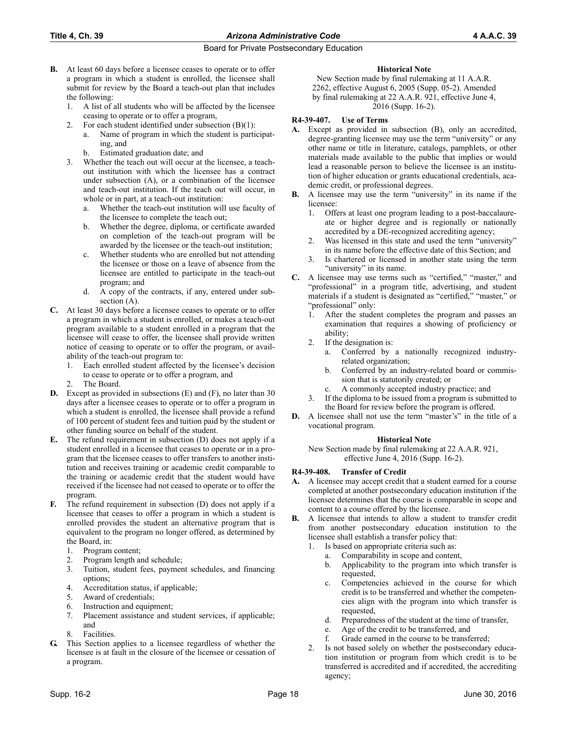**B.** At least 60 days before a licensee ceases to operate or to offer a program in which a student is enrolled, the licensee shall submit for review by the Board a teach-out plan that includes the following:

1. A list of all students who will be affected by the licensee ceasing to operate or to offer a program,
2. For each student identified under subsection (B)(1):
   a. Name of program in which the student is participating, and
   b. Estimated graduation date; and
3. Whether the teach out will occur at the licensee, a teach-out institution with which the licensee has a contract under subsection (A), or a combination of the licensee and teach-out institution. If the teach out will occur, in whole or in part, at a teach-out institution:
   a. Whether the teach-out institution will use faculty of the licensee to complete the teach out;
   b. Whether the degree, diploma, or certificate awarded on completion of the teach-out program will be awarded by the licensee or the teach-out institution;
   c. Whether students who are enrolled but not attending the licensee or those on a leave of absence from the licensee are entitled to participate in the teach-out program; and
   d. A copy of the contracts, if any, entered under subsection (A).

**C.** At least 30 days before a licensee ceases to operate or to offer a program in which a student is enrolled, or makes a teach-out program available to a student enrolled in a program that the licensee will cease to offer, the licensee shall provide written notice of ceasing to operate or to offer the program, or availability of the teach-out program to:

1. Each enrolled student affected by the licensee's decision to cease to operate or to offer a program, and
2. The Board.

**D.** Except as provided in subsections (E) and (F), no later than 30 days after a licensee ceases to operate or to offer a program in which a student is enrolled, the licensee shall provide a refund of 100 percent of student fees and tuition paid by the student or other funding source on behalf of the student.

**E.** The refund requirement in subsection (D) does not apply if a student enrolled in a licensee that ceases to operate or in a program that the licensee ceases to offer transfers to another institution and receives training or academic credit comparable to the training or academic credit that the student would have received if the licensee had not ceased to operate or to offer the program.

**F.** The refund requirement in subsection (D) does not apply if a licensee that ceases to offer a program in which a student is enrolled provides the student an alternative program that is equivalent to the program no longer offered, as determined by the Board, in:

1. Program content;
2. Program length and schedule;
3. Tuition, student fees, payment schedules, and financing options;
4. Accreditation status, if applicable;
5. Award of credentials;
6. Instruction and equipment;
7. Placement assistance and student services, if applicable; and
8. Facilities.

**G.** This Section applies to a licensee regardless of whether the licensee is at fault in the closure of the licensee or cessation of a program.

**Historical Note**

New Section made by final rulemaking at 11 A.A.R. 2262, effective August 6, 2005 (Supp. 05-2). Amended by final rulemaking at 22 A.A.R. 921, effective June 4, 2016 (Supp. 16-2).

### R4-39-407. Use of Terms

**A.** Except as provided in subsection (B), only an accredited, degree-granting licensee may use the term "university" or any other name or title in literature, catalogs, pamphlets, or other materials made available to the public that implies or would lead a reasonable person to believe the licensee is an institution of higher education or grants educational credentials, academic credit, or professional degrees.

**B.** A licensee may use the term "university" in its name if the licensee:

1. Offers at least one program leading to a post-baccalaureate or higher degree and is regionally or nationally accredited by a DE-recognized accrediting agency;
2. Was licensed in this state and used the term "university" in its name before the effective date of this Section; and
3. Is chartered or licensed in another state using the term "university" in its name.

**C.** A licensee may use terms such as "certified," "master," and "professional" in a program title, advertising, and student materials if a student is designated as "certified," "master," or "professional" only:

1. After the student completes the program and passes an examination that requires a showing of proficiency or ability;
2. If the designation is:
   a. Conferred by a nationally recognized industry-related organization;
   b. Conferred by an industry-related board or commission that is statutorily created; or
   c. A commonly accepted industry practice; and
3. If the diploma to be issued from a program is submitted to the Board for review before the program is offered.

**D.** A licensee shall not use the term "master's" in the title of a vocational program.

**Historical Note**

New Section made by final rulemaking at 22 A.A.R. 921, effective June 4, 2016 (Supp. 16-2).

### R4-39-408. Transfer of Credit

**A.** A licensee may accept credit that a student earned for a course completed at another postsecondary education institution if the licensee determines that the course is comparable in scope and content to a course offered by the licensee.

**B.** A licensee that intends to allow a student to transfer credit from another postsecondary education institution to the licensee shall establish a transfer policy that:

1. Is based on appropriate criteria such as:
   a. Comparability in scope and content,
   b. Applicability to the program into which transfer is requested,
   c. Competencies achieved in the course for which credit is to be transferred and whether the competencies align with the program into which transfer is requested,
   d. Preparedness of the student at the time of transfer,
   e. Age of the credit to be transferred, and
   f. Grade earned in the course to be transferred;
2. Is not based solely on whether the postsecondary education institution or program from which credit is to be transferred is accredited and if accredited, the accrediting agency;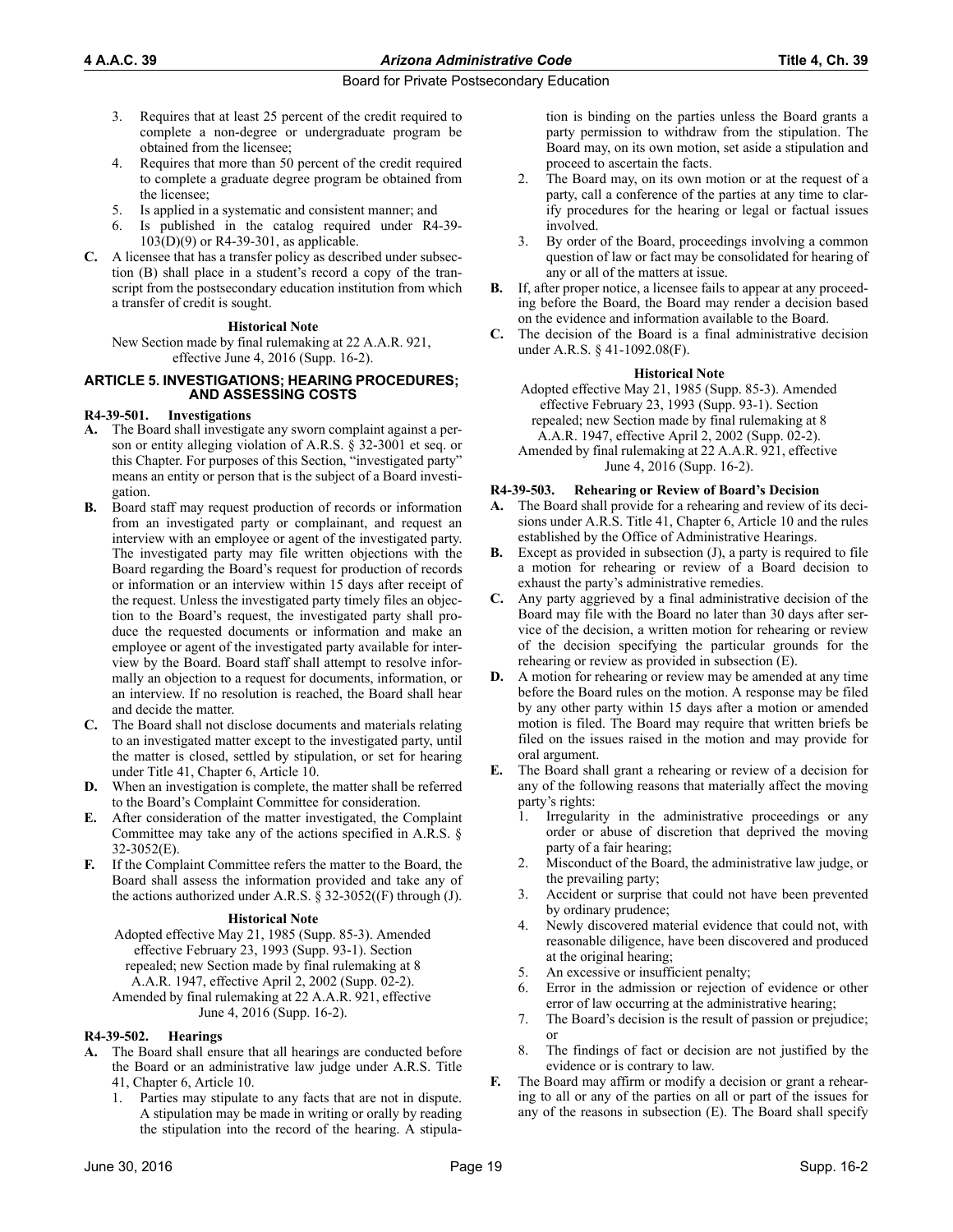3. Requires that at least 25 percent of the credit required to complete a non-degree or undergraduate program be obtained from the licensee;
4. Requires that more than 50 percent of the credit required to complete a graduate degree program be obtained from the licensee;
5. Is applied in a systematic and consistent manner; and
6. Is published in the catalog required under R4-39-103(D)(9) or R4-39-301, as applicable.

**C.** A licensee that has a transfer policy as described under subsection (B) shall place in a student's record a copy of the transcript from the postsecondary education institution from which a transfer of credit is sought.

**Historical Note**

New Section made by final rulemaking at 22 A.A.R. 921, effective June 4, 2016 (Supp. 16-2).

## ARTICLE 5. INVESTIGATIONS; HEARING PROCEDURES; AND ASSESSING COSTS

### R4-39-501. Investigations

**A.** The Board shall investigate any sworn complaint against a person or entity alleging violation of A.R.S. § 32-3001 et seq. or this Chapter. For purposes of this Section, "investigated party" means an entity or person that is the subject of a Board investigation.

**B.** Board staff may request production of records or information from an investigated party or complainant, and request an interview with an employee or agent of the investigated party. The investigated party may file written objections with the Board regarding the Board's request for production of records or information or an interview within 15 days after receipt of the request. Unless the investigated party timely files an objection to the Board's request, the investigated party shall produce the requested documents or information and make an employee or agent of the investigated party available for interview by the Board. Board staff shall attempt to resolve informally an objection to a request for documents, information, or an interview. If no resolution is reached, the Board shall hear and decide the matter.

**C.** The Board shall not disclose documents and materials relating to an investigated matter except to the investigated party, until the matter is closed, settled by stipulation, or set for hearing under Title 41, Chapter 6, Article 10.

**D.** When an investigation is complete, the matter shall be referred to the Board's Complaint Committee for consideration.

**E.** After consideration of the matter investigated, the Complaint Committee may take any of the actions specified in A.R.S. § 32-3052(E).

**F.** If the Complaint Committee refers the matter to the Board, the Board shall assess the information provided and take any of the actions authorized under A.R.S. § 32-3052((F) through (J).

**Historical Note**

Adopted effective May 21, 1985 (Supp. 85-3). Amended effective February 23, 1993 (Supp. 93-1). Section repealed; new Section made by final rulemaking at 8 A.A.R. 1947, effective April 2, 2002 (Supp. 02-2). Amended by final rulemaking at 22 A.A.R. 921, effective June 4, 2016 (Supp. 16-2).

### R4-39-502. Hearings

**A.** The Board shall ensure that all hearings are conducted before the Board or an administrative law judge under A.R.S. Title 41, Chapter 6, Article 10.
1. Parties may stipulate to any facts that are not in dispute. A stipulation may be made in writing or orally by reading the stipulation into the record of the hearing. A stipulation is binding on the parties unless the Board grants a party permission to withdraw from the stipulation. The Board may, on its own motion, set aside a stipulation and proceed to ascertain the facts.
2. The Board may, on its own motion or at the request of a party, call a conference of the parties at any time to clarify procedures for the hearing or legal or factual issues involved.
3. By order of the Board, proceedings involving a common question of law or fact may be consolidated for hearing of any or all of the matters at issue.

**B.** If, after proper notice, a licensee fails to appear at any proceeding before the Board, the Board may render a decision based on the evidence and information available to the Board.

**C.** The decision of the Board is a final administrative decision under A.R.S. § 41-1092.08(F).

**Historical Note**

Adopted effective May 21, 1985 (Supp. 85-3). Amended effective February 23, 1993 (Supp. 93-1). Section repealed; new Section made by final rulemaking at 8 A.A.R. 1947, effective April 2, 2002 (Supp. 02-2). Amended by final rulemaking at 22 A.A.R. 921, effective June 4, 2016 (Supp. 16-2).

### R4-39-503. Rehearing or Review of Board's Decision

**A.** The Board shall provide for a rehearing and review of its decisions under A.R.S. Title 41, Chapter 6, Article 10 and the rules established by the Office of Administrative Hearings.

**B.** Except as provided in subsection (J), a party is required to file a motion for rehearing or review of a Board decision to exhaust the party's administrative remedies.

**C.** Any party aggrieved by a final administrative decision of the Board may file with the Board no later than 30 days after service of the decision, a written motion for rehearing or review of the decision specifying the particular grounds for the rehearing or review as provided in subsection (E).

**D.** A motion for rehearing or review may be amended at any time before the Board rules on the motion. A response may be filed by any other party within 15 days after a motion or amended motion is filed. The Board may require that written briefs be filed on the issues raised in the motion and may provide for oral argument.

**E.** The Board shall grant a rehearing or review of a decision for any of the following reasons that materially affect the moving party's rights:
1. Irregularity in the administrative proceedings or any order or abuse of discretion that deprived the moving party of a fair hearing;
2. Misconduct of the Board, the administrative law judge, or the prevailing party;
3. Accident or surprise that could not have been prevented by ordinary prudence;
4. Newly discovered material evidence that could not, with reasonable diligence, have been discovered and produced at the original hearing;
5. An excessive or insufficient penalty;
6. Error in the admission or rejection of evidence or other error of law occurring at the administrative hearing;
7. The Board's decision is the result of passion or prejudice; or
8. The findings of fact or decision are not justified by the evidence or is contrary to law.

**F.** The Board may affirm or modify a decision or grant a rehearing to all or any of the parties on all or part of the issues for any of the reasons in subsection (E). The Board shall specify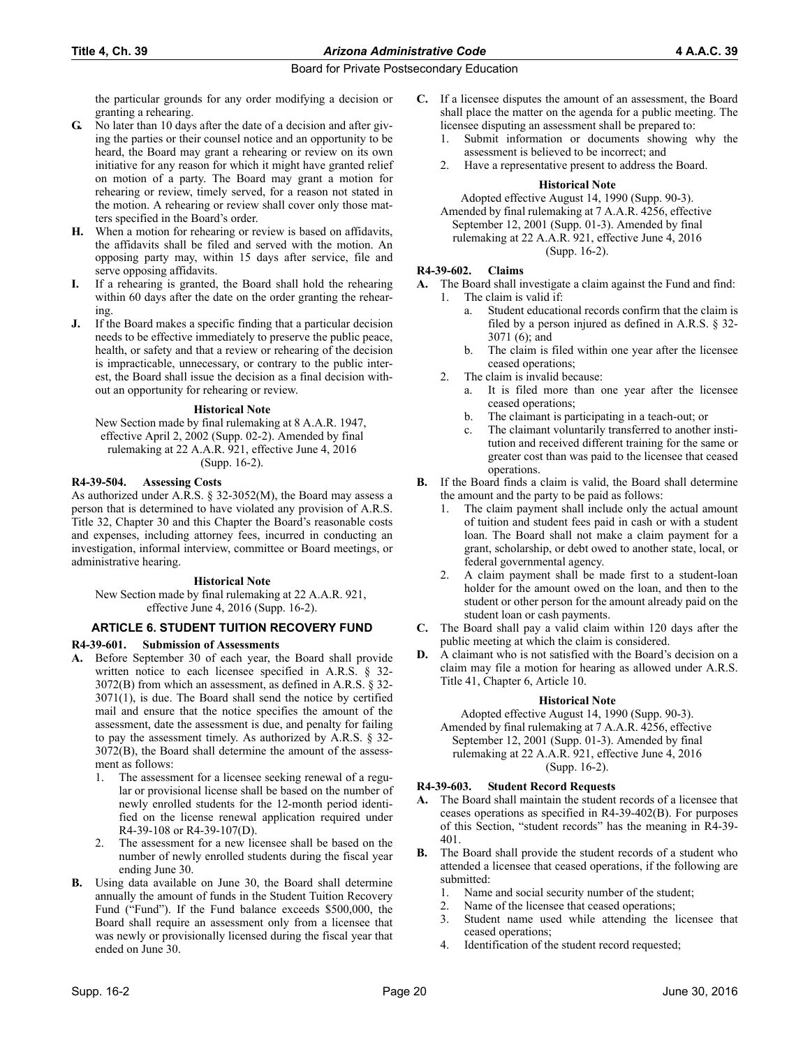the particular grounds for any order modifying a decision or granting a rehearing.

**G.** No later than 10 days after the date of a decision and after giving the parties or their counsel notice and an opportunity to be heard, the Board may grant a rehearing or review on its own initiative for any reason for which it might have granted relief on motion of a party. The Board may grant a motion for rehearing or review, timely served, for a reason not stated in the motion. A rehearing or review shall cover only those matters specified in the Board's order.

**H.** When a motion for rehearing or review is based on affidavits, the affidavits shall be filed and served with the motion. An opposing party may, within 15 days after service, file and serve opposing affidavits.

**I.** If a rehearing is granted, the Board shall hold the rehearing within 60 days after the date on the order granting the rehearing.

**J.** If the Board makes a specific finding that a particular decision needs to be effective immediately to preserve the public peace, health, or safety and that a review or rehearing of the decision is impracticable, unnecessary, or contrary to the public interest, the Board shall issue the decision as a final decision without an opportunity for rehearing or review.

**Historical Note**

New Section made by final rulemaking at 8 A.A.R. 1947, effective April 2, 2002 (Supp. 02-2). Amended by final rulemaking at 22 A.A.R. 921, effective June 4, 2016 (Supp. 16-2).

### R4-39-504. Assessing Costs

As authorized under A.R.S. § 32-3052(M), the Board may assess a person that is determined to have violated any provision of A.R.S. Title 32, Chapter 30 and this Chapter the Board's reasonable costs and expenses, including attorney fees, incurred in conducting an investigation, informal interview, committee or Board meetings, or administrative hearing.

**Historical Note**

New Section made by final rulemaking at 22 A.A.R. 921, effective June 4, 2016 (Supp. 16-2).

## ARTICLE 6. STUDENT TUITION RECOVERY FUND

### R4-39-601. Submission of Assessments

**A.** Before September 30 of each year, the Board shall provide written notice to each licensee specified in A.R.S. § 32-3072(B) from which an assessment, as defined in A.R.S. § 32-3071(1), is due. The Board shall send the notice by certified mail and ensure that the notice specifies the amount of the assessment, date the assessment is due, and penalty for failing to pay the assessment timely. As authorized by A.R.S. § 32-3072(B), the Board shall determine the amount of the assessment as follows:

1. The assessment for a licensee seeking renewal of a regular or provisional license shall be based on the number of newly enrolled students for the 12-month period identified on the license renewal application required under R4-39-108 or R4-39-107(D).
2. The assessment for a new licensee shall be based on the number of newly enrolled students during the fiscal year ending June 30.

**B.** Using data available on June 30, the Board shall determine annually the amount of funds in the Student Tuition Recovery Fund ("Fund"). If the Fund balance exceeds $500,000, the Board shall require an assessment only from a licensee that was newly or provisionally licensed during the fiscal year that ended on June 30.

**C.** If a licensee disputes the amount of an assessment, the Board shall place the matter on the agenda for a public meeting. The licensee disputing an assessment shall be prepared to:

1. Submit information or documents showing why the assessment is believed to be incorrect; and
2. Have a representative present to address the Board.

**Historical Note**

Adopted effective August 14, 1990 (Supp. 90-3). Amended by final rulemaking at 7 A.A.R. 4256, effective September 12, 2001 (Supp. 01-3). Amended by final rulemaking at 22 A.A.R. 921, effective June 4, 2016 (Supp. 16-2).

### R4-39-602. Claims

**A.** The Board shall investigate a claim against the Fund and find:

1. The claim is valid if:
   a. Student educational records confirm that the claim is filed by a person injured as defined in A.R.S. § 32-3071 (6); and
   b. The claim is filed within one year after the licensee ceased operations;
2. The claim is invalid because:
   a. It is filed more than one year after the licensee ceased operations;
   b. The claimant is participating in a teach-out; or
   c. The claimant voluntarily transferred to another institution and received different training for the same or greater cost than was paid to the licensee that ceased operations.

**B.** If the Board finds a claim is valid, the Board shall determine the amount and the party to be paid as follows:

1. The claim payment shall include only the actual amount of tuition and student fees paid in cash or with a student loan. The Board shall not make a claim payment for a grant, scholarship, or debt owed to another state, local, or federal governmental agency.
2. A claim payment shall be made first to a student-loan holder for the amount owed on the loan, and then to the student or other person for the amount already paid on the student loan or cash payments.

**C.** The Board shall pay a valid claim within 120 days after the public meeting at which the claim is considered.

**D.** A claimant who is not satisfied with the Board's decision on a claim may file a motion for hearing as allowed under A.R.S. Title 41, Chapter 6, Article 10.

**Historical Note**

Adopted effective August 14, 1990 (Supp. 90-3). Amended by final rulemaking at 7 A.A.R. 4256, effective September 12, 2001 (Supp. 01-3). Amended by final rulemaking at 22 A.A.R. 921, effective June 4, 2016 (Supp. 16-2).

### R4-39-603. Student Record Requests

**A.** The Board shall maintain the student records of a licensee that ceases operations as specified in R4-39-402(B). For purposes of this Section, "student records" has the meaning in R4-39-401.

**B.** The Board shall provide the student records of a student who attended a licensee that ceased operations, if the following are submitted:

1. Name and social security number of the student;
2. Name of the licensee that ceased operations;
3. Student name used while attending the licensee that ceased operations;
4. Identification of the student record requested;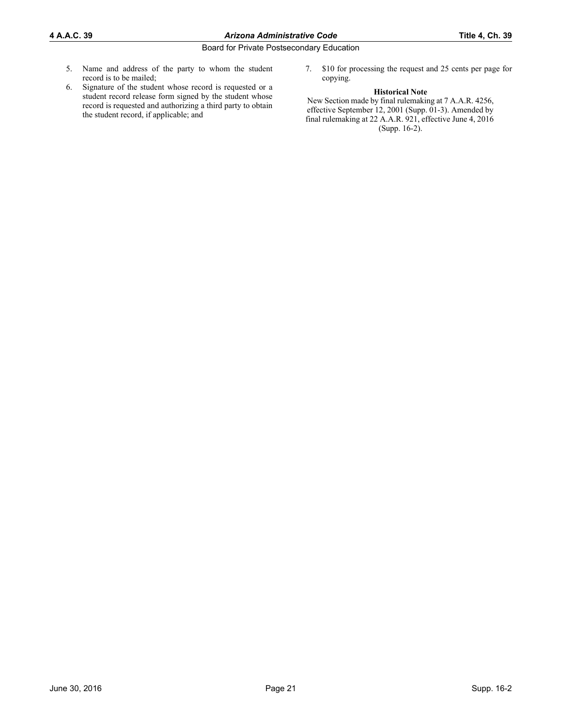5. Name and address of the party to whom the student record is to be mailed;
6. Signature of the student whose record is requested or a student record release form signed by the student whose record is requested and authorizing a third party to obtain the student record, if applicable; and
7. $10 for processing the request and 25 cents per page for copying.

**Historical Note**

New Section made by final rulemaking at 7 A.A.R. 4256, effective September 12, 2001 (Supp. 01-3). Amended by final rulemaking at 22 A.A.R. 921, effective June 4, 2016 (Supp. 16-2).